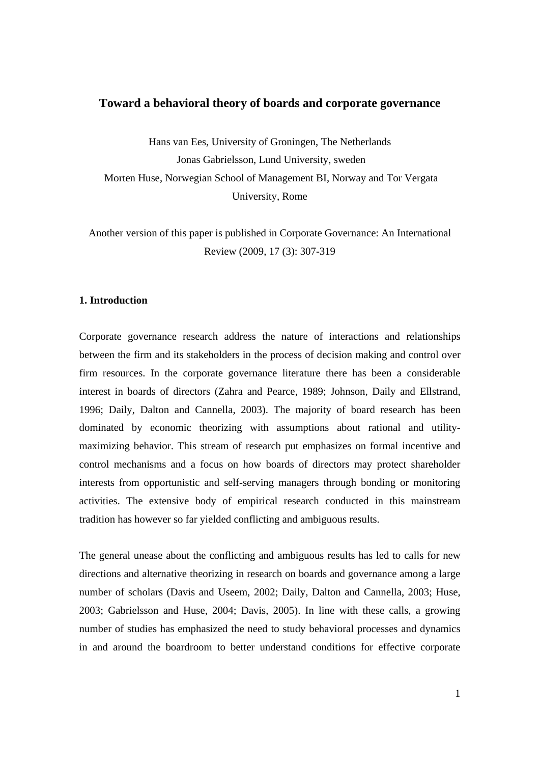# Toward a behavioral theory of boards and corporate governance

Hans van Ees, University of Groningen, The Netherlands

Jonas Gabrielsson, Lund University, sweden

Morten Huse, Norwegian School of Management BI, Norway and Tor Vergata University, Rome

Another version of this paper is published in Corporate Governance: An International Review (2009, 17 (3): 307-319

## 1. Introduction

Corporate governance research address the nature of interactions and relationships between the firm and its stakeholders in the process of decision making and control over firm resources. In the corporate governance literature there has been a considerable interest in boards of directors (Zahra and Pearce, 1989; Johnson, Daily and Ellstrand, 1996; Daily, Dalton and Cannella, 2003). The majority of board research has been dominated by economic theorizing with assumptions about rational and utility-maximizing behavior. This stream of research put emphasizes on formal incentive and control mechanisms and a focus on how boards of directors may protect shareholder interests from opportunistic and self-serving managers through bonding or monitoring activities. The extensive body of empirical research conducted in this mainstream tradition has however so far yielded conflicting and ambiguous results.

The general unease about the conflicting and ambiguous results has led to calls for new directions and alternative theorizing in research on boards and governance among a large number of scholars (Davis and Useem, 2002; Daily, Dalton and Cannella, 2003; Huse, 2003; Gabrielsson and Huse, 2004; Davis, 2005). In line with these calls, a growing number of studies has emphasized the need to study behavioral processes and dynamics in and around the boardroom to better understand conditions for effective corporate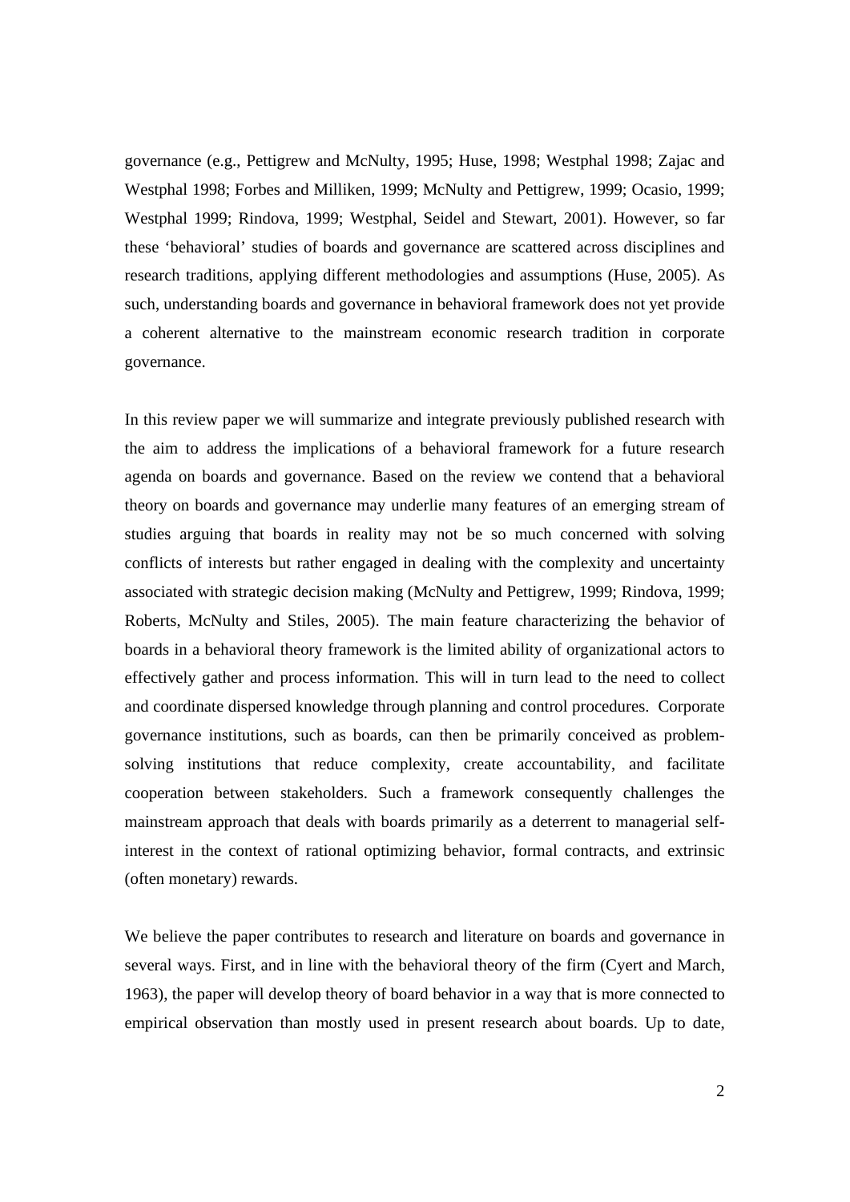governance (e.g., Pettigrew and McNulty, 1995; Huse, 1998; Westphal 1998; Zajac and Westphal 1998; Forbes and Milliken, 1999; McNulty and Pettigrew, 1999; Ocasio, 1999; Westphal 1999; Rindova, 1999; Westphal, Seidel and Stewart, 2001). However, so far these 'behavioral' studies of boards and governance are scattered across disciplines and research traditions, applying different methodologies and assumptions (Huse, 2005). As such, understanding boards and governance in behavioral framework does not yet provide a coherent alternative to the mainstream economic research tradition in corporate governance.

In this review paper we will summarize and integrate previously published research with the aim to address the implications of a behavioral framework for a future research agenda on boards and governance. Based on the review we contend that a behavioral theory on boards and governance may underlie many features of an emerging stream of studies arguing that boards in reality may not be so much concerned with solving conflicts of interests but rather engaged in dealing with the complexity and uncertainty associated with strategic decision making (McNulty and Pettigrew, 1999; Rindova, 1999; Roberts, McNulty and Stiles, 2005). The main feature characterizing the behavior of boards in a behavioral theory framework is the limited ability of organizational actors to effectively gather and process information. This will in turn lead to the need to collect and coordinate dispersed knowledge through planning and control procedures. Corporate governance institutions, such as boards, can then be primarily conceived as problem-solving institutions that reduce complexity, create accountability, and facilitate cooperation between stakeholders. Such a framework consequently challenges the mainstream approach that deals with boards primarily as a deterrent to managerial self-interest in the context of rational optimizing behavior, formal contracts, and extrinsic (often monetary) rewards.

We believe the paper contributes to research and literature on boards and governance in several ways. First, and in line with the behavioral theory of the firm (Cyert and March, 1963), the paper will develop theory of board behavior in a way that is more connected to empirical observation than mostly used in present research about boards. Up to date,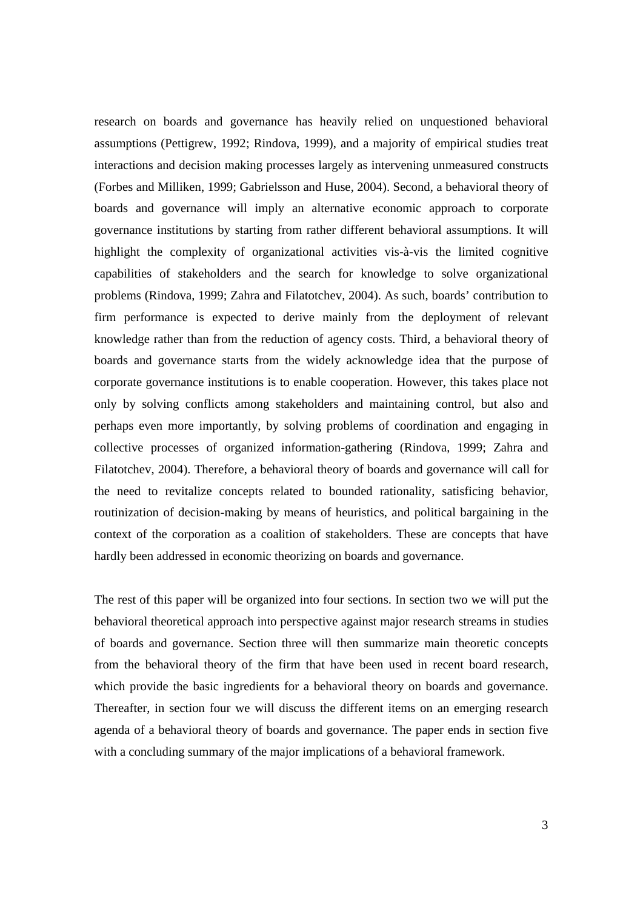research on boards and governance has heavily relied on unquestioned behavioral assumptions (Pettigrew, 1992; Rindova, 1999), and a majority of empirical studies treat interactions and decision making processes largely as intervening unmeasured constructs (Forbes and Milliken, 1999; Gabrielsson and Huse, 2004). Second, a behavioral theory of boards and governance will imply an alternative economic approach to corporate governance institutions by starting from rather different behavioral assumptions. It will highlight the complexity of organizational activities vis-à-vis the limited cognitive capabilities of stakeholders and the search for knowledge to solve organizational problems (Rindova, 1999; Zahra and Filatotchev, 2004). As such, boards' contribution to firm performance is expected to derive mainly from the deployment of relevant knowledge rather than from the reduction of agency costs. Third, a behavioral theory of boards and governance starts from the widely acknowledge idea that the purpose of corporate governance institutions is to enable cooperation. However, this takes place not only by solving conflicts among stakeholders and maintaining control, but also and perhaps even more importantly, by solving problems of coordination and engaging in collective processes of organized information-gathering (Rindova, 1999; Zahra and Filatotchev, 2004). Therefore, a behavioral theory of boards and governance will call for the need to revitalize concepts related to bounded rationality, satisficing behavior, routinization of decision-making by means of heuristics, and political bargaining in the context of the corporation as a coalition of stakeholders. These are concepts that have hardly been addressed in economic theorizing on boards and governance.

The rest of this paper will be organized into four sections. In section two we will put the behavioral theoretical approach into perspective against major research streams in studies of boards and governance. Section three will then summarize main theoretic concepts from the behavioral theory of the firm that have been used in recent board research, which provide the basic ingredients for a behavioral theory on boards and governance. Thereafter, in section four we will discuss the different items on an emerging research agenda of a behavioral theory of boards and governance. The paper ends in section five with a concluding summary of the major implications of a behavioral framework.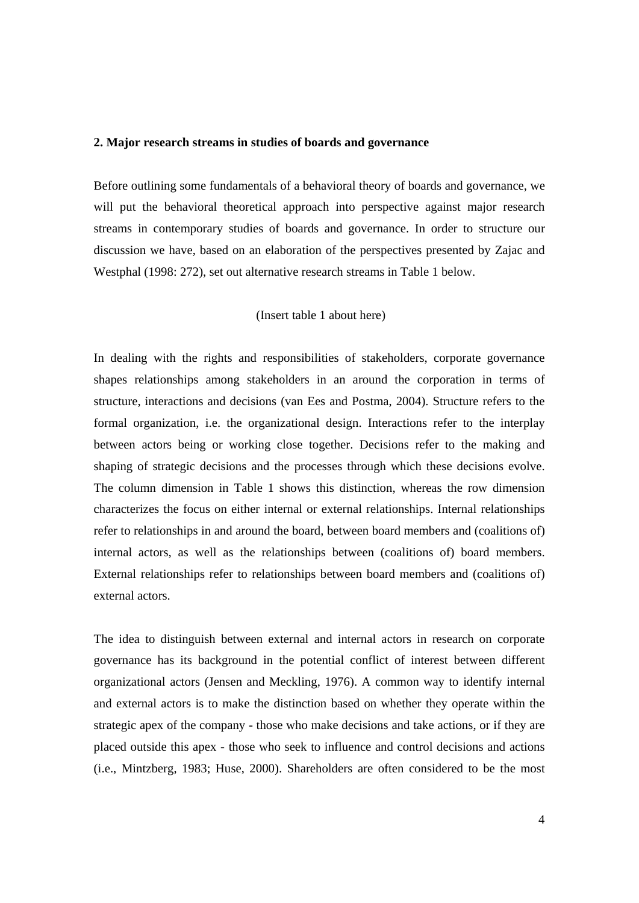## 2. Major research streams in studies of boards and governance

Before outlining some fundamentals of a behavioral theory of boards and governance, we will put the behavioral theoretical approach into perspective against major research streams in contemporary studies of boards and governance. In order to structure our discussion we have, based on an elaboration of the perspectives presented by Zajac and Westphal (1998: 272), set out alternative research streams in Table 1 below.

(Insert table 1 about here)

In dealing with the rights and responsibilities of stakeholders, corporate governance shapes relationships among stakeholders in an around the corporation in terms of structure, interactions and decisions (van Ees and Postma, 2004). Structure refers to the formal organization, i.e. the organizational design. Interactions refer to the interplay between actors being or working close together. Decisions refer to the making and shaping of strategic decisions and the processes through which these decisions evolve. The column dimension in Table 1 shows this distinction, whereas the row dimension characterizes the focus on either internal or external relationships. Internal relationships refer to relationships in and around the board, between board members and (coalitions of) internal actors, as well as the relationships between (coalitions of) board members. External relationships refer to relationships between board members and (coalitions of) external actors.

The idea to distinguish between external and internal actors in research on corporate governance has its background in the potential conflict of interest between different organizational actors (Jensen and Meckling, 1976). A common way to identify internal and external actors is to make the distinction based on whether they operate within the strategic apex of the company - those who make decisions and take actions, or if they are placed outside this apex - those who seek to influence and control decisions and actions (i.e., Mintzberg, 1983; Huse, 2000). Shareholders are often considered to be the most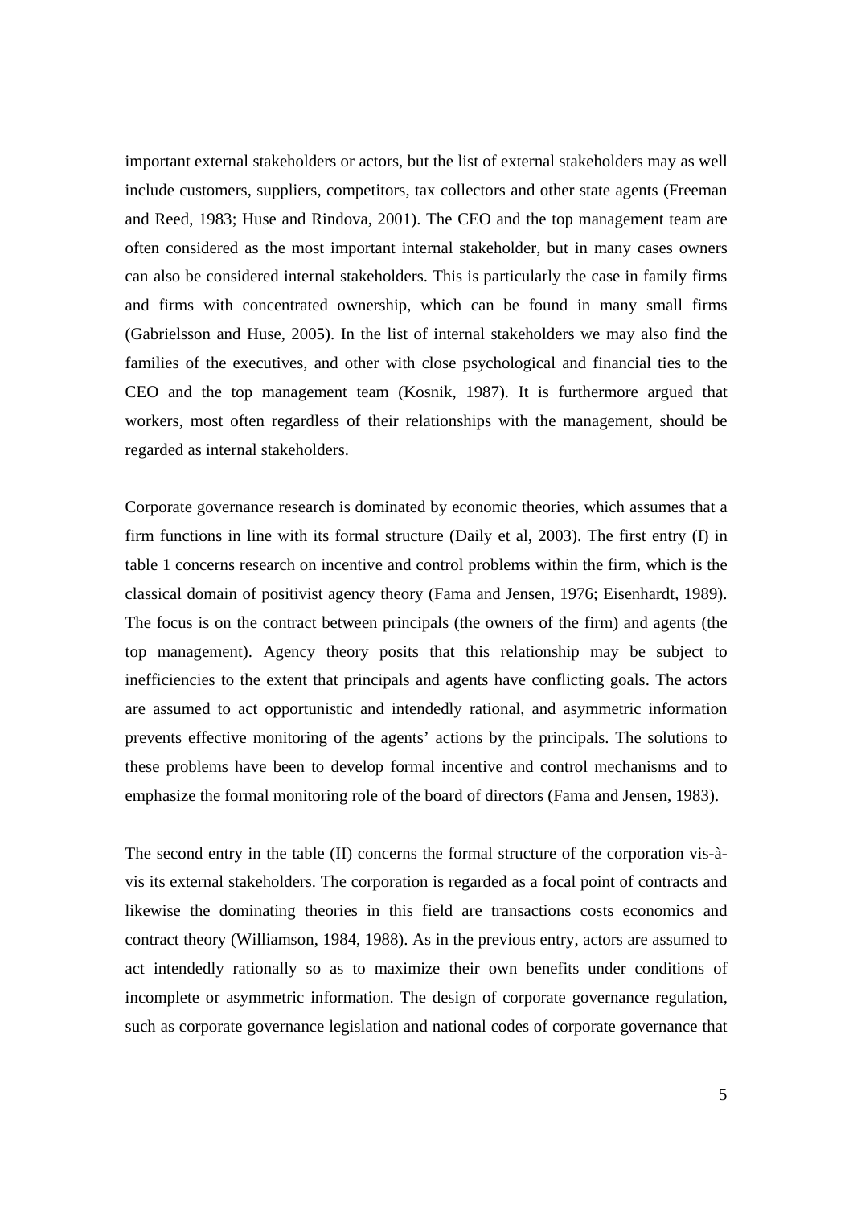important external stakeholders or actors, but the list of external stakeholders may as well include customers, suppliers, competitors, tax collectors and other state agents (Freeman and Reed, 1983; Huse and Rindova, 2001). The CEO and the top management team are often considered as the most important internal stakeholder, but in many cases owners can also be considered internal stakeholders. This is particularly the case in family firms and firms with concentrated ownership, which can be found in many small firms (Gabrielsson and Huse, 2005). In the list of internal stakeholders we may also find the families of the executives, and other with close psychological and financial ties to the CEO and the top management team (Kosnik, 1987). It is furthermore argued that workers, most often regardless of their relationships with the management, should be regarded as internal stakeholders.

Corporate governance research is dominated by economic theories, which assumes that a firm functions in line with its formal structure (Daily et al, 2003). The first entry (I) in table 1 concerns research on incentive and control problems within the firm, which is the classical domain of positivist agency theory (Fama and Jensen, 1976; Eisenhardt, 1989). The focus is on the contract between principals (the owners of the firm) and agents (the top management). Agency theory posits that this relationship may be subject to inefficiencies to the extent that principals and agents have conflicting goals. The actors are assumed to act opportunistic and intendedly rational, and asymmetric information prevents effective monitoring of the agents' actions by the principals. The solutions to these problems have been to develop formal incentive and control mechanisms and to emphasize the formal monitoring role of the board of directors (Fama and Jensen, 1983).

The second entry in the table (II) concerns the formal structure of the corporation vis-à-vis its external stakeholders. The corporation is regarded as a focal point of contracts and likewise the dominating theories in this field are transactions costs economics and contract theory (Williamson, 1984, 1988). As in the previous entry, actors are assumed to act intendedly rationally so as to maximize their own benefits under conditions of incomplete or asymmetric information. The design of corporate governance regulation, such as corporate governance legislation and national codes of corporate governance that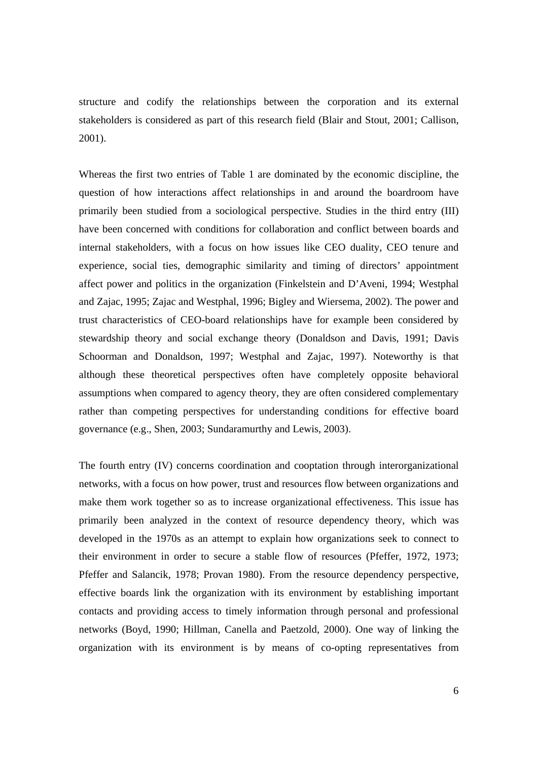structure and codify the relationships between the corporation and its external stakeholders is considered as part of this research field (Blair and Stout, 2001; Callison, 2001).

Whereas the first two entries of Table 1 are dominated by the economic discipline, the question of how interactions affect relationships in and around the boardroom have primarily been studied from a sociological perspective. Studies in the third entry (III) have been concerned with conditions for collaboration and conflict between boards and internal stakeholders, with a focus on how issues like CEO duality, CEO tenure and experience, social ties, demographic similarity and timing of directors' appointment affect power and politics in the organization (Finkelstein and D'Aveni, 1994; Westphal and Zajac, 1995; Zajac and Westphal, 1996; Bigley and Wiersema, 2002). The power and trust characteristics of CEO-board relationships have for example been considered by stewardship theory and social exchange theory (Donaldson and Davis, 1991; Davis Schoorman and Donaldson, 1997; Westphal and Zajac, 1997). Noteworthy is that although these theoretical perspectives often have completely opposite behavioral assumptions when compared to agency theory, they are often considered complementary rather than competing perspectives for understanding conditions for effective board governance (e.g., Shen, 2003; Sundaramurthy and Lewis, 2003).

The fourth entry (IV) concerns coordination and cooptation through interorganizational networks, with a focus on how power, trust and resources flow between organizations and make them work together so as to increase organizational effectiveness. This issue has primarily been analyzed in the context of resource dependency theory, which was developed in the 1970s as an attempt to explain how organizations seek to connect to their environment in order to secure a stable flow of resources (Pfeffer, 1972, 1973; Pfeffer and Salancik, 1978; Provan 1980). From the resource dependency perspective, effective boards link the organization with its environment by establishing important contacts and providing access to timely information through personal and professional networks (Boyd, 1990; Hillman, Canella and Paetzold, 2000). One way of linking the organization with its environment is by means of co-opting representatives from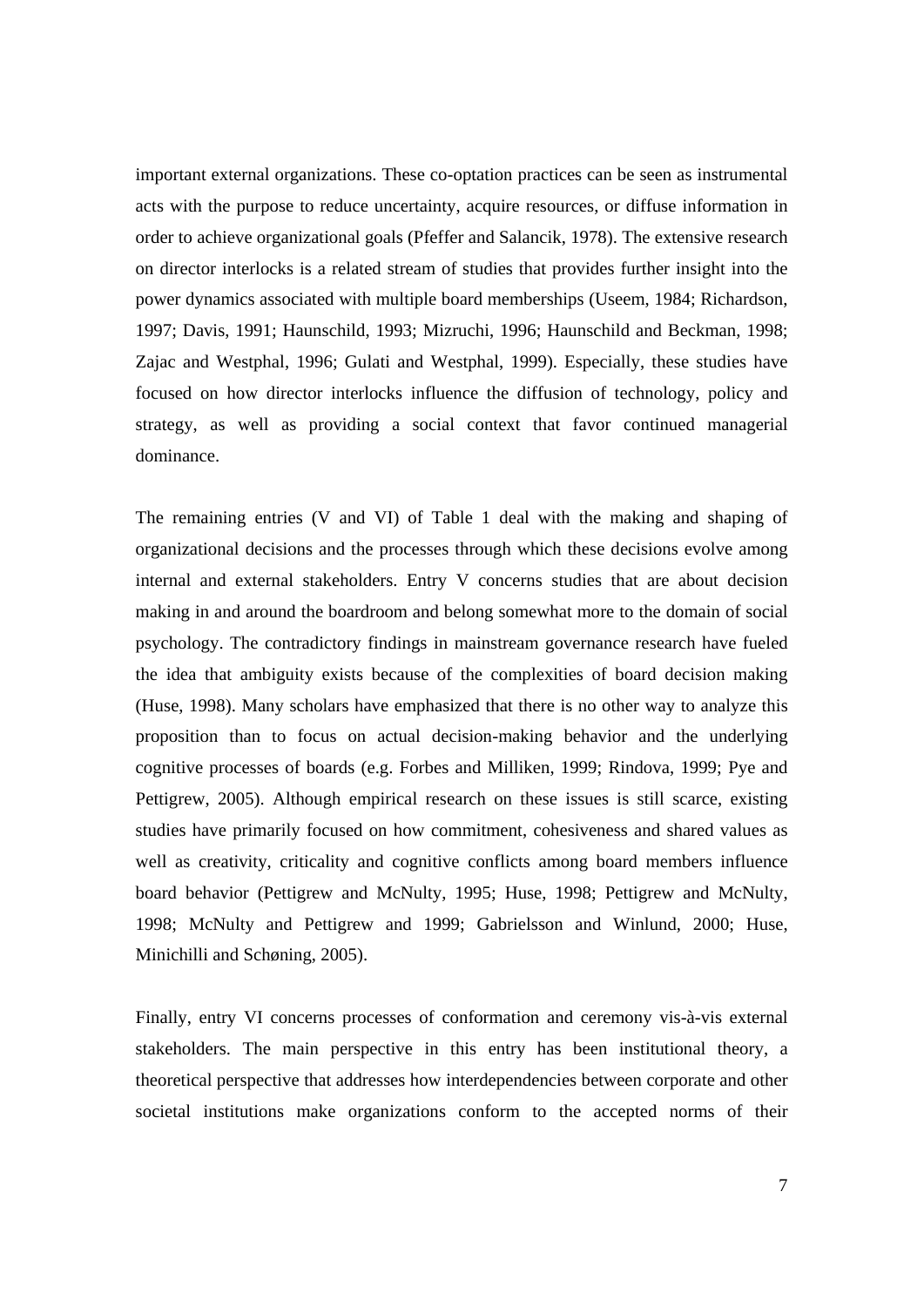important external organizations. These co-optation practices can be seen as instrumental acts with the purpose to reduce uncertainty, acquire resources, or diffuse information in order to achieve organizational goals (Pfeffer and Salancik, 1978). The extensive research on director interlocks is a related stream of studies that provides further insight into the power dynamics associated with multiple board memberships (Useem, 1984; Richardson, 1997; Davis, 1991; Haunschild, 1993; Mizruchi, 1996; Haunschild and Beckman, 1998; Zajac and Westphal, 1996; Gulati and Westphal, 1999). Especially, these studies have focused on how director interlocks influence the diffusion of technology, policy and strategy, as well as providing a social context that favor continued managerial dominance.

The remaining entries (V and VI) of Table 1 deal with the making and shaping of organizational decisions and the processes through which these decisions evolve among internal and external stakeholders. Entry V concerns studies that are about decision making in and around the boardroom and belong somewhat more to the domain of social psychology. The contradictory findings in mainstream governance research have fueled the idea that ambiguity exists because of the complexities of board decision making (Huse, 1998). Many scholars have emphasized that there is no other way to analyze this proposition than to focus on actual decision-making behavior and the underlying cognitive processes of boards (e.g. Forbes and Milliken, 1999; Rindova, 1999; Pye and Pettigrew, 2005). Although empirical research on these issues is still scarce, existing studies have primarily focused on how commitment, cohesiveness and shared values as well as creativity, criticality and cognitive conflicts among board members influence board behavior (Pettigrew and McNulty, 1995; Huse, 1998; Pettigrew and McNulty, 1998; McNulty and Pettigrew and 1999; Gabrielsson and Winlund, 2000; Huse, Minichilli and Schøning, 2005).

Finally, entry VI concerns processes of conformation and ceremony vis-à-vis external stakeholders. The main perspective in this entry has been institutional theory, a theoretical perspective that addresses how interdependencies between corporate and other societal institutions make organizations conform to the accepted norms of their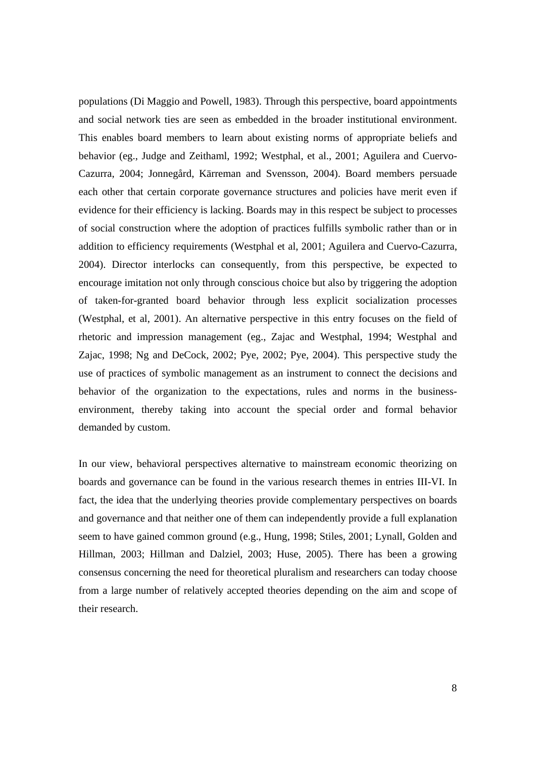populations (Di Maggio and Powell, 1983). Through this perspective, board appointments and social network ties are seen as embedded in the broader institutional environment. This enables board members to learn about existing norms of appropriate beliefs and behavior (eg., Judge and Zeithaml, 1992; Westphal, et al., 2001; Aguilera and Cuervo-Cazurra, 2004; Jonnegård, Kärreman and Svensson, 2004). Board members persuade each other that certain corporate governance structures and policies have merit even if evidence for their efficiency is lacking. Boards may in this respect be subject to processes of social construction where the adoption of practices fulfills symbolic rather than or in addition to efficiency requirements (Westphal et al, 2001; Aguilera and Cuervo-Cazurra, 2004). Director interlocks can consequently, from this perspective, be expected to encourage imitation not only through conscious choice but also by triggering the adoption of taken-for-granted board behavior through less explicit socialization processes (Westphal, et al, 2001). An alternative perspective in this entry focuses on the field of rhetoric and impression management (eg., Zajac and Westphal, 1994; Westphal and Zajac, 1998; Ng and DeCock, 2002; Pye, 2002; Pye, 2004). This perspective study the use of practices of symbolic management as an instrument to connect the decisions and behavior of the organization to the expectations, rules and norms in the business-environment, thereby taking into account the special order and formal behavior demanded by custom.

In our view, behavioral perspectives alternative to mainstream economic theorizing on boards and governance can be found in the various research themes in entries III-VI. In fact, the idea that the underlying theories provide complementary perspectives on boards and governance and that neither one of them can independently provide a full explanation seem to have gained common ground (e.g., Hung, 1998; Stiles, 2001; Lynall, Golden and Hillman, 2003; Hillman and Dalziel, 2003; Huse, 2005). There has been a growing consensus concerning the need for theoretical pluralism and researchers can today choose from a large number of relatively accepted theories depending on the aim and scope of their research.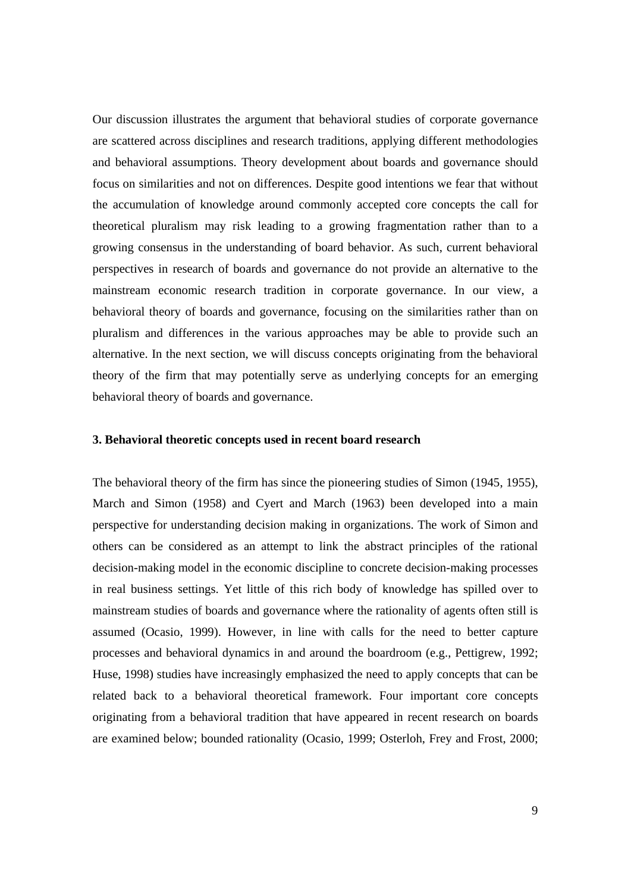Our discussion illustrates the argument that behavioral studies of corporate governance are scattered across disciplines and research traditions, applying different methodologies and behavioral assumptions. Theory development about boards and governance should focus on similarities and not on differences. Despite good intentions we fear that without the accumulation of knowledge around commonly accepted core concepts the call for theoretical pluralism may risk leading to a growing fragmentation rather than to a growing consensus in the understanding of board behavior. As such, current behavioral perspectives in research of boards and governance do not provide an alternative to the mainstream economic research tradition in corporate governance. In our view, a behavioral theory of boards and governance, focusing on the similarities rather than on pluralism and differences in the various approaches may be able to provide such an alternative. In the next section, we will discuss concepts originating from the behavioral theory of the firm that may potentially serve as underlying concepts for an emerging behavioral theory of boards and governance.

### 3. Behavioral theoretic concepts used in recent board research

The behavioral theory of the firm has since the pioneering studies of Simon (1945, 1955), March and Simon (1958) and Cyert and March (1963) been developed into a main perspective for understanding decision making in organizations. The work of Simon and others can be considered as an attempt to link the abstract principles of the rational decision-making model in the economic discipline to concrete decision-making processes in real business settings. Yet little of this rich body of knowledge has spilled over to mainstream studies of boards and governance where the rationality of agents often still is assumed (Ocasio, 1999). However, in line with calls for the need to better capture processes and behavioral dynamics in and around the boardroom (e.g., Pettigrew, 1992; Huse, 1998) studies have increasingly emphasized the need to apply concepts that can be related back to a behavioral theoretical framework. Four important core concepts originating from a behavioral tradition that have appeared in recent research on boards are examined below; bounded rationality (Ocasio, 1999; Osterloh, Frey and Frost, 2000;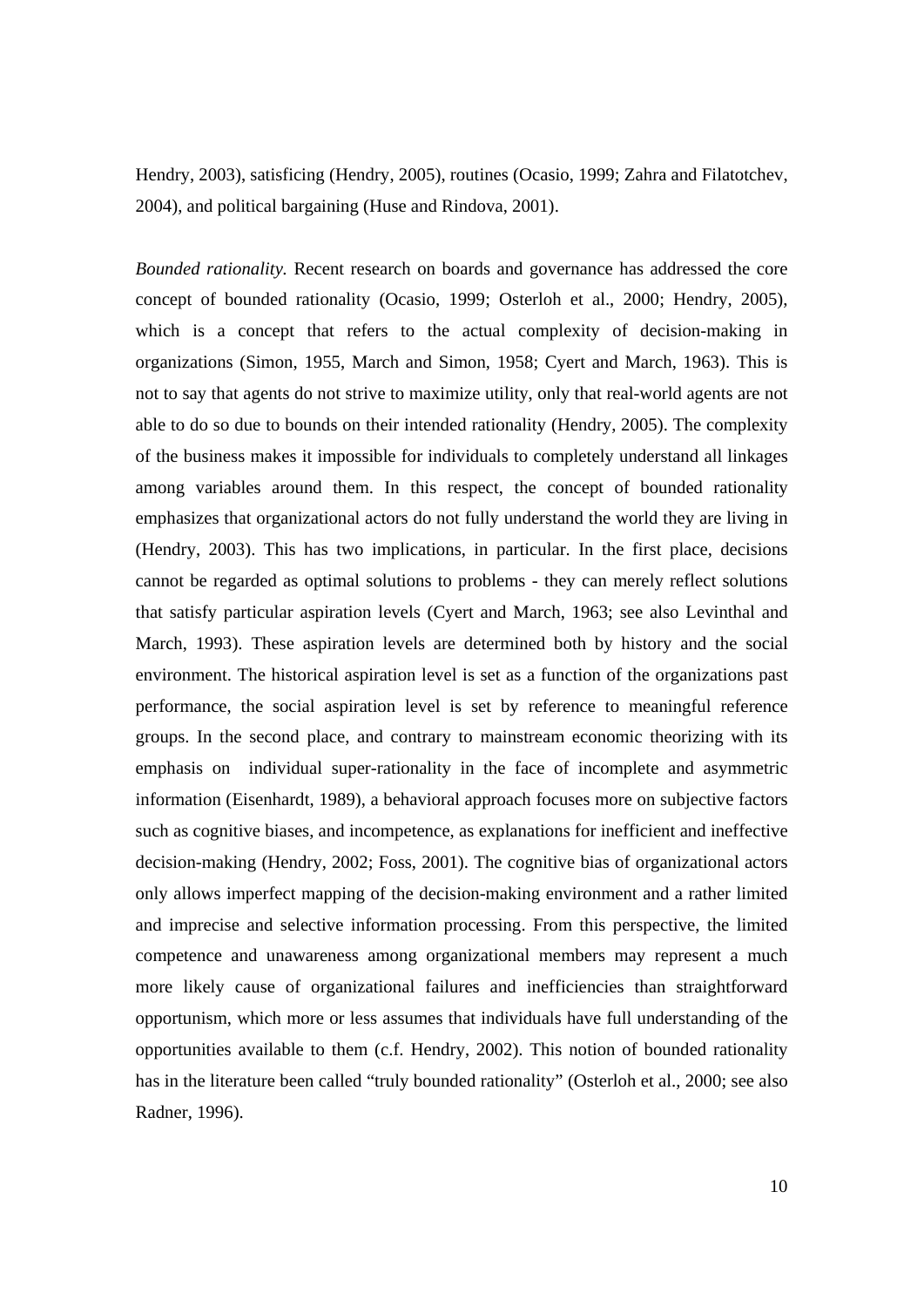Hendry, 2003), satisficing (Hendry, 2005), routines (Ocasio, 1999; Zahra and Filatotchev, 2004), and political bargaining (Huse and Rindova, 2001).

*Bounded rationality.* Recent research on boards and governance has addressed the core concept of bounded rationality (Ocasio, 1999; Osterloh et al., 2000; Hendry, 2005), which is a concept that refers to the actual complexity of decision-making in organizations (Simon, 1955, March and Simon, 1958; Cyert and March, 1963). This is not to say that agents do not strive to maximize utility, only that real-world agents are not able to do so due to bounds on their intended rationality (Hendry, 2005). The complexity of the business makes it impossible for individuals to completely understand all linkages among variables around them. In this respect, the concept of bounded rationality emphasizes that organizational actors do not fully understand the world they are living in (Hendry, 2003). This has two implications, in particular. In the first place, decisions cannot be regarded as optimal solutions to problems - they can merely reflect solutions that satisfy particular aspiration levels (Cyert and March, 1963; see also Levinthal and March, 1993). These aspiration levels are determined both by history and the social environment. The historical aspiration level is set as a function of the organizations past performance, the social aspiration level is set by reference to meaningful reference groups. In the second place, and contrary to mainstream economic theorizing with its emphasis on individual super-rationality in the face of incomplete and asymmetric information (Eisenhardt, 1989), a behavioral approach focuses more on subjective factors such as cognitive biases, and incompetence, as explanations for inefficient and ineffective decision-making (Hendry, 2002; Foss, 2001). The cognitive bias of organizational actors only allows imperfect mapping of the decision-making environment and a rather limited and imprecise and selective information processing. From this perspective, the limited competence and unawareness among organizational members may represent a much more likely cause of organizational failures and inefficiencies than straightforward opportunism, which more or less assumes that individuals have full understanding of the opportunities available to them (c.f. Hendry, 2002). This notion of bounded rationality has in the literature been called "truly bounded rationality" (Osterloh et al., 2000; see also Radner, 1996).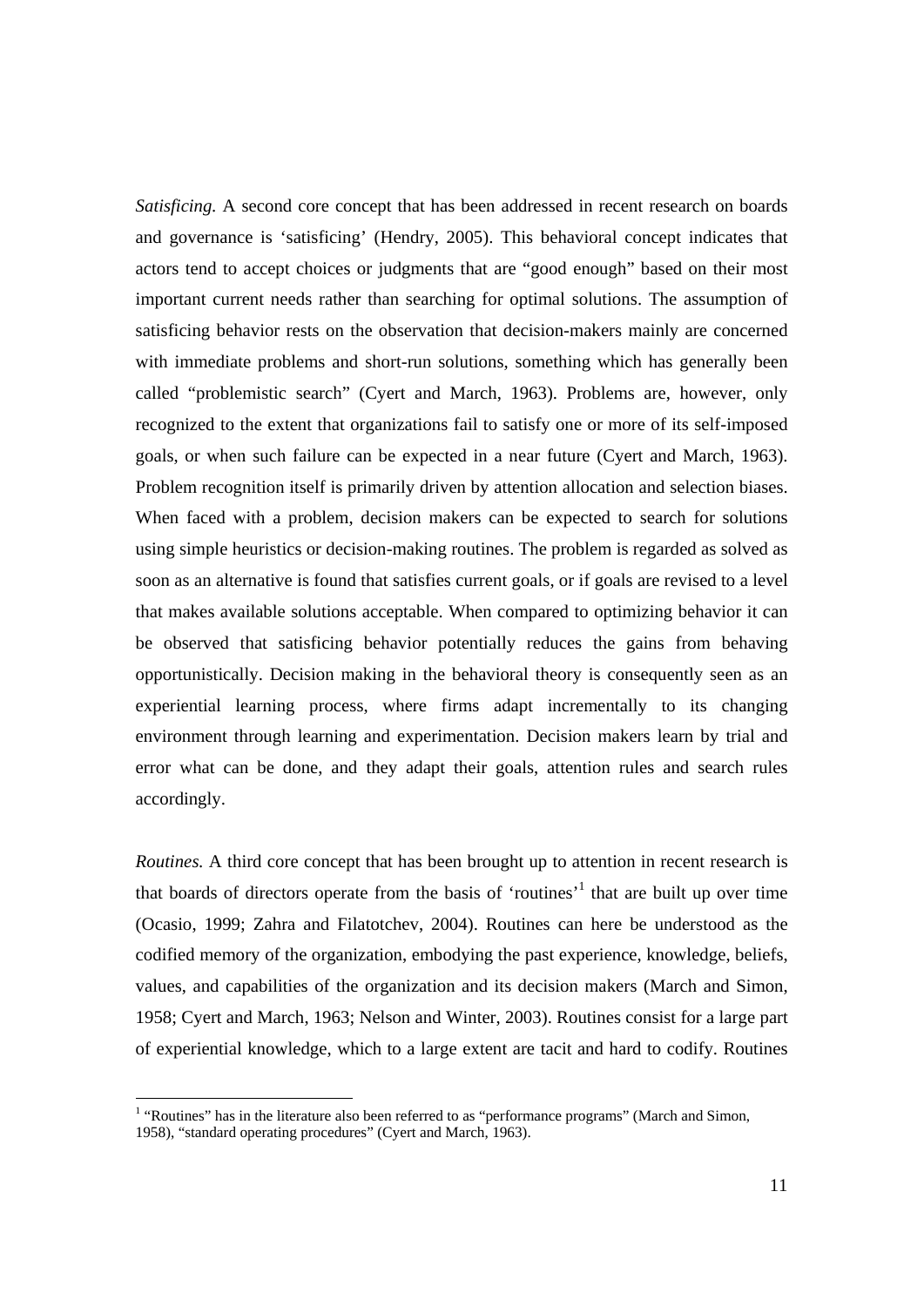*Satisficing.* A second core concept that has been addressed in recent research on boards and governance is 'satisficing' (Hendry, 2005). This behavioral concept indicates that actors tend to accept choices or judgments that are "good enough" based on their most important current needs rather than searching for optimal solutions. The assumption of satisficing behavior rests on the observation that decision-makers mainly are concerned with immediate problems and short-run solutions, something which has generally been called "problemistic search" (Cyert and March, 1963). Problems are, however, only recognized to the extent that organizations fail to satisfy one or more of its self-imposed goals, or when such failure can be expected in a near future (Cyert and March, 1963). Problem recognition itself is primarily driven by attention allocation and selection biases. When faced with a problem, decision makers can be expected to search for solutions using simple heuristics or decision-making routines. The problem is regarded as solved as soon as an alternative is found that satisfies current goals, or if goals are revised to a level that makes available solutions acceptable. When compared to optimizing behavior it can be observed that satisficing behavior potentially reduces the gains from behaving opportunistically. Decision making in the behavioral theory is consequently seen as an experiential learning process, where firms adapt incrementally to its changing environment through learning and experimentation. Decision makers learn by trial and error what can be done, and they adapt their goals, attention rules and search rules accordingly.

*Routines.* A third core concept that has been brought up to attention in recent research is that boards of directors operate from the basis of 'routines'[1] that are built up over time (Ocasio, 1999; Zahra and Filatotchev, 2004). Routines can here be understood as the codified memory of the organization, embodying the past experience, knowledge, beliefs, values, and capabilities of the organization and its decision makers (March and Simon, 1958; Cyert and March, 1963; Nelson and Winter, 2003). Routines consist for a large part of experiential knowledge, which to a large extent are tacit and hard to codify. Routines

[1] "Routines" has in the literature also been referred to as "performance programs" (March and Simon, 1958), "standard operating procedures" (Cyert and March, 1963).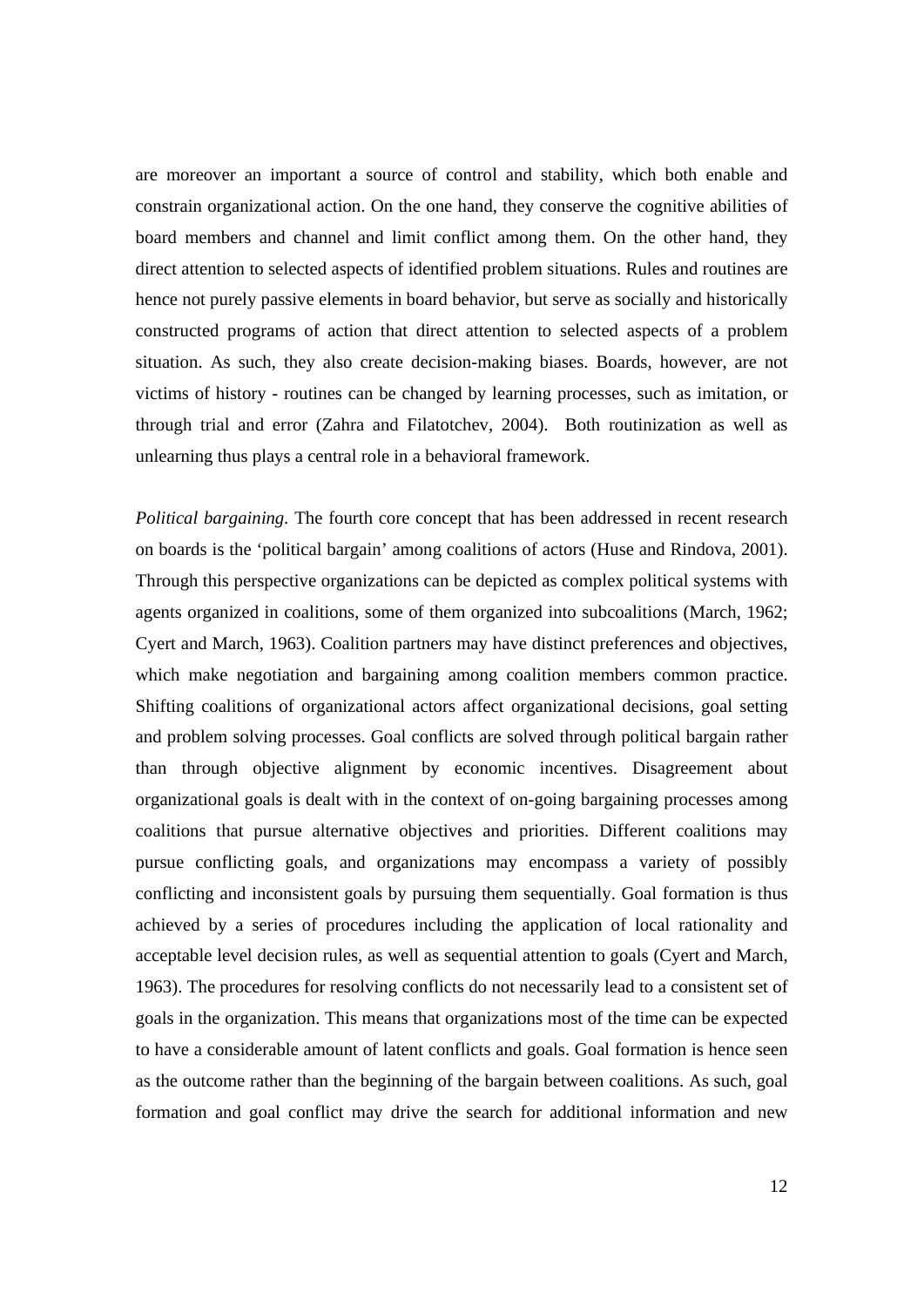are moreover an important a source of control and stability, which both enable and constrain organizational action. On the one hand, they conserve the cognitive abilities of board members and channel and limit conflict among them. On the other hand, they direct attention to selected aspects of identified problem situations. Rules and routines are hence not purely passive elements in board behavior, but serve as socially and historically constructed programs of action that direct attention to selected aspects of a problem situation. As such, they also create decision-making biases. Boards, however, are not victims of history - routines can be changed by learning processes, such as imitation, or through trial and error (Zahra and Filatotchev, 2004). Both routinization as well as unlearning thus plays a central role in a behavioral framework.

*Political bargaining.* The fourth core concept that has been addressed in recent research on boards is the 'political bargain' among coalitions of actors (Huse and Rindova, 2001). Through this perspective organizations can be depicted as complex political systems with agents organized in coalitions, some of them organized into subcoalitions (March, 1962; Cyert and March, 1963). Coalition partners may have distinct preferences and objectives, which make negotiation and bargaining among coalition members common practice. Shifting coalitions of organizational actors affect organizational decisions, goal setting and problem solving processes. Goal conflicts are solved through political bargain rather than through objective alignment by economic incentives. Disagreement about organizational goals is dealt with in the context of on-going bargaining processes among coalitions that pursue alternative objectives and priorities. Different coalitions may pursue conflicting goals, and organizations may encompass a variety of possibly conflicting and inconsistent goals by pursuing them sequentially. Goal formation is thus achieved by a series of procedures including the application of local rationality and acceptable level decision rules, as well as sequential attention to goals (Cyert and March, 1963). The procedures for resolving conflicts do not necessarily lead to a consistent set of goals in the organization. This means that organizations most of the time can be expected to have a considerable amount of latent conflicts and goals. Goal formation is hence seen as the outcome rather than the beginning of the bargain between coalitions. As such, goal formation and goal conflict may drive the search for additional information and new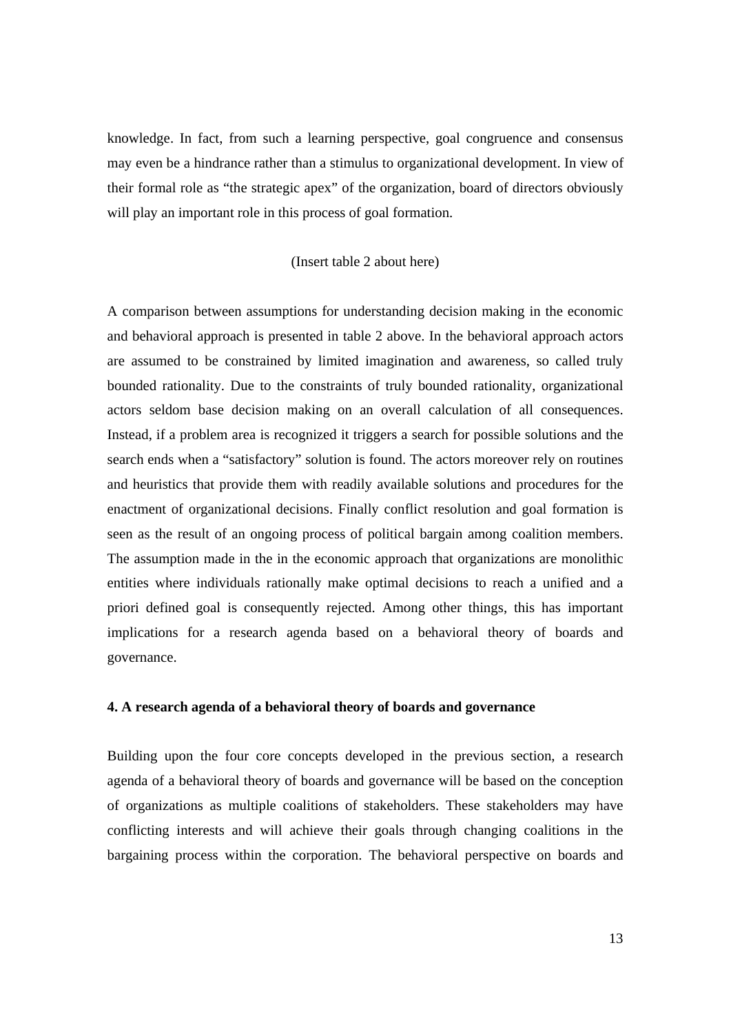knowledge. In fact, from such a learning perspective, goal congruence and consensus may even be a hindrance rather than a stimulus to organizational development. In view of their formal role as "the strategic apex" of the organization, board of directors obviously will play an important role in this process of goal formation.

(Insert table 2 about here)

A comparison between assumptions for understanding decision making in the economic and behavioral approach is presented in table 2 above. In the behavioral approach actors are assumed to be constrained by limited imagination and awareness, so called truly bounded rationality. Due to the constraints of truly bounded rationality, organizational actors seldom base decision making on an overall calculation of all consequences. Instead, if a problem area is recognized it triggers a search for possible solutions and the search ends when a "satisfactory" solution is found. The actors moreover rely on routines and heuristics that provide them with readily available solutions and procedures for the enactment of organizational decisions. Finally conflict resolution and goal formation is seen as the result of an ongoing process of political bargain among coalition members. The assumption made in the in the economic approach that organizations are monolithic entities where individuals rationally make optimal decisions to reach a unified and a priori defined goal is consequently rejected. Among other things, this has important implications for a research agenda based on a behavioral theory of boards and governance.

**4. A research agenda of a behavioral theory of boards and governance**

Building upon the four core concepts developed in the previous section, a research agenda of a behavioral theory of boards and governance will be based on the conception of organizations as multiple coalitions of stakeholders. These stakeholders may have conflicting interests and will achieve their goals through changing coalitions in the bargaining process within the corporation. The behavioral perspective on boards and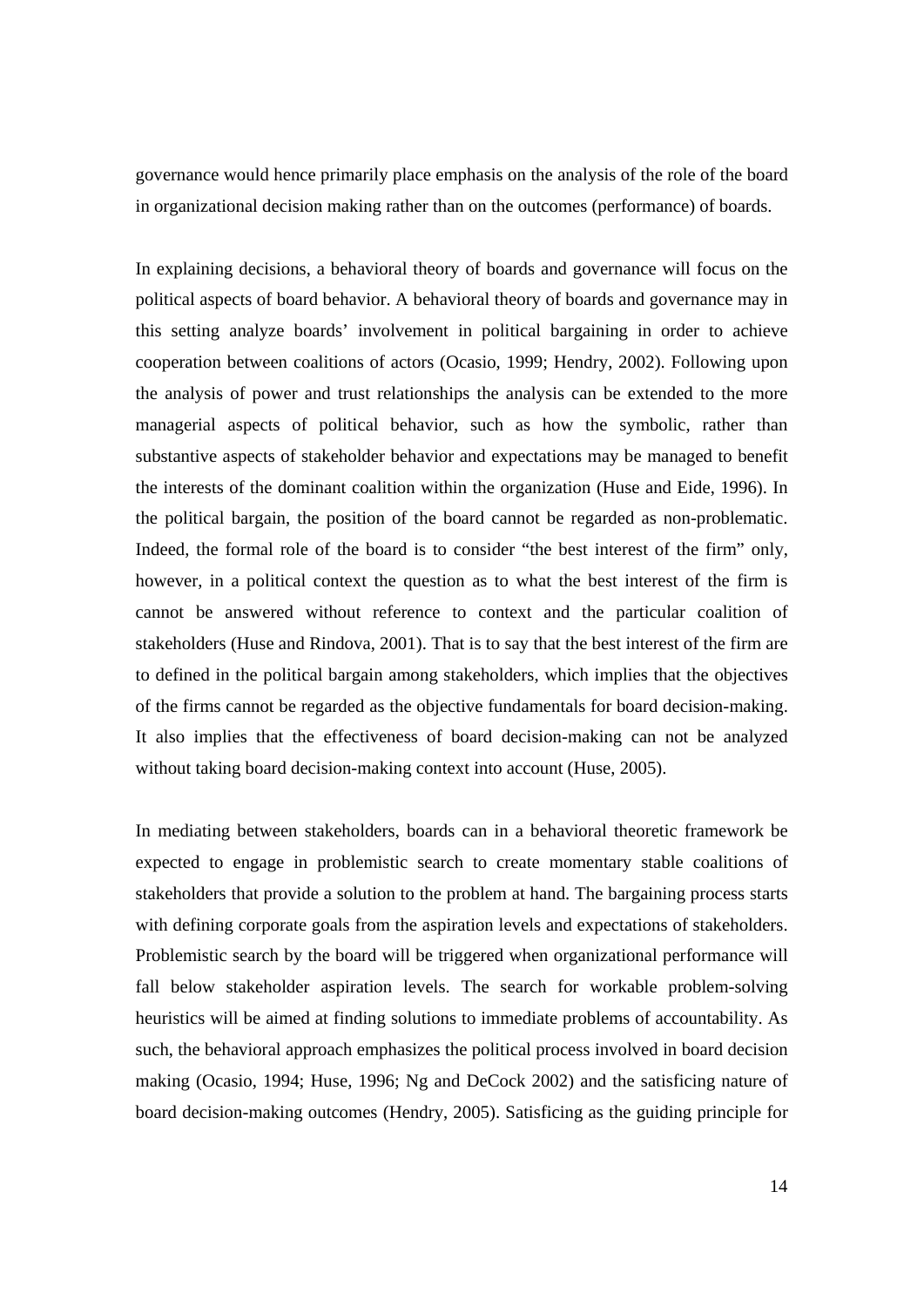governance would hence primarily place emphasis on the analysis of the role of the board in organizational decision making rather than on the outcomes (performance) of boards.

In explaining decisions, a behavioral theory of boards and governance will focus on the political aspects of board behavior. A behavioral theory of boards and governance may in this setting analyze boards' involvement in political bargaining in order to achieve cooperation between coalitions of actors (Ocasio, 1999; Hendry, 2002). Following upon the analysis of power and trust relationships the analysis can be extended to the more managerial aspects of political behavior, such as how the symbolic, rather than substantive aspects of stakeholder behavior and expectations may be managed to benefit the interests of the dominant coalition within the organization (Huse and Eide, 1996). In the political bargain, the position of the board cannot be regarded as non-problematic. Indeed, the formal role of the board is to consider "the best interest of the firm" only, however, in a political context the question as to what the best interest of the firm is cannot be answered without reference to context and the particular coalition of stakeholders (Huse and Rindova, 2001). That is to say that the best interest of the firm are to defined in the political bargain among stakeholders, which implies that the objectives of the firms cannot be regarded as the objective fundamentals for board decision-making. It also implies that the effectiveness of board decision-making can not be analyzed without taking board decision-making context into account (Huse, 2005).

In mediating between stakeholders, boards can in a behavioral theoretic framework be expected to engage in problemistic search to create momentary stable coalitions of stakeholders that provide a solution to the problem at hand. The bargaining process starts with defining corporate goals from the aspiration levels and expectations of stakeholders. Problemistic search by the board will be triggered when organizational performance will fall below stakeholder aspiration levels. The search for workable problem-solving heuristics will be aimed at finding solutions to immediate problems of accountability. As such, the behavioral approach emphasizes the political process involved in board decision making (Ocasio, 1994; Huse, 1996; Ng and DeCock 2002) and the satisficing nature of board decision-making outcomes (Hendry, 2005). Satisficing as the guiding principle for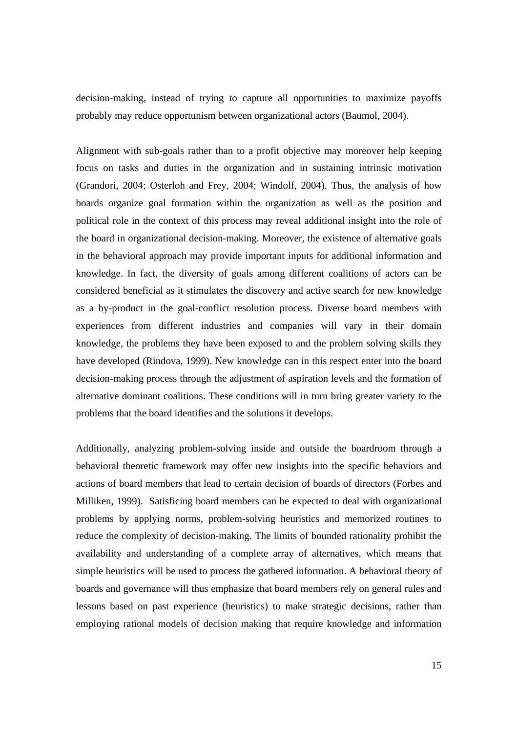decision-making, instead of trying to capture all opportunities to maximize payoffs probably may reduce opportunism between organizational actors (Baumol, 2004).

Alignment with sub-goals rather than to a profit objective may moreover help keeping focus on tasks and duties in the organization and in sustaining intrinsic motivation (Grandori, 2004; Osterloh and Frey, 2004; Windolf, 2004). Thus, the analysis of how boards organize goal formation within the organization as well as the position and political role in the context of this process may reveal additional insight into the role of the board in organizational decision-making. Moreover, the existence of alternative goals in the behavioral approach may provide important inputs for additional information and knowledge. In fact, the diversity of goals among different coalitions of actors can be considered beneficial as it stimulates the discovery and active search for new knowledge as a by-product in the goal-conflict resolution process. Diverse board members with experiences from different industries and companies will vary in their domain knowledge, the problems they have been exposed to and the problem solving skills they have developed (Rindova, 1999). New knowledge can in this respect enter into the board decision-making process through the adjustment of aspiration levels and the formation of alternative dominant coalitions. These conditions will in turn bring greater variety to the problems that the board identifies and the solutions it develops.

Additionally, analyzing problem-solving inside and outside the boardroom through a behavioral theoretic framework may offer new insights into the specific behaviors and actions of board members that lead to certain decision of boards of directors (Forbes and Milliken, 1999). Satisficing board members can be expected to deal with organizational problems by applying norms, problem-solving heuristics and memorized routines to reduce the complexity of decision-making. The limits of bounded rationality prohibit the availability and understanding of a complete array of alternatives, which means that simple heuristics will be used to process the gathered information. A behavioral theory of boards and governance will thus emphasize that board members rely on general rules and lessons based on past experience (heuristics) to make strategic decisions, rather than employing rational models of decision making that require knowledge and information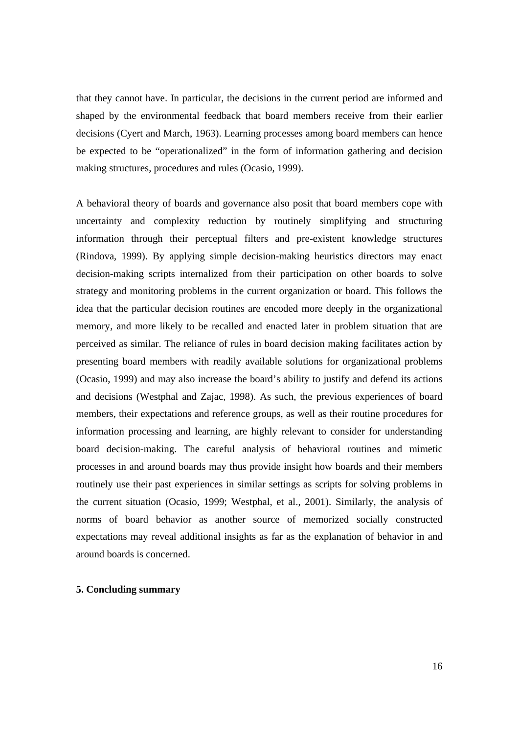that they cannot have. In particular, the decisions in the current period are informed and shaped by the environmental feedback that board members receive from their earlier decisions (Cyert and March, 1963). Learning processes among board members can hence be expected to be "operationalized" in the form of information gathering and decision making structures, procedures and rules (Ocasio, 1999).

A behavioral theory of boards and governance also posit that board members cope with uncertainty and complexity reduction by routinely simplifying and structuring information through their perceptual filters and pre-existent knowledge structures (Rindova, 1999). By applying simple decision-making heuristics directors may enact decision-making scripts internalized from their participation on other boards to solve strategy and monitoring problems in the current organization or board. This follows the idea that the particular decision routines are encoded more deeply in the organizational memory, and more likely to be recalled and enacted later in problem situation that are perceived as similar. The reliance of rules in board decision making facilitates action by presenting board members with readily available solutions for organizational problems (Ocasio, 1999) and may also increase the board's ability to justify and defend its actions and decisions (Westphal and Zajac, 1998). As such, the previous experiences of board members, their expectations and reference groups, as well as their routine procedures for information processing and learning, are highly relevant to consider for understanding board decision-making. The careful analysis of behavioral routines and mimetic processes in and around boards may thus provide insight how boards and their members routinely use their past experiences in similar settings as scripts for solving problems in the current situation (Ocasio, 1999; Westphal, et al., 2001). Similarly, the analysis of norms of board behavior as another source of memorized socially constructed expectations may reveal additional insights as far as the explanation of behavior in and around boards is concerned.

## 5. Concluding summary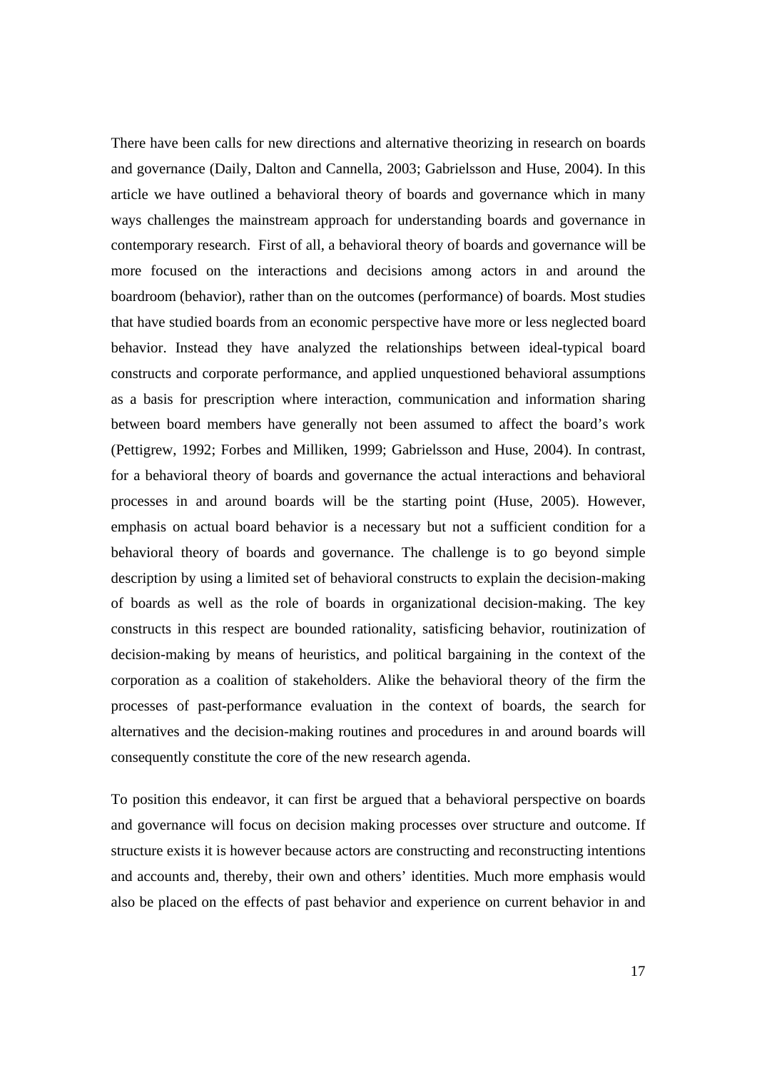There have been calls for new directions and alternative theorizing in research on boards and governance (Daily, Dalton and Cannella, 2003; Gabrielsson and Huse, 2004). In this article we have outlined a behavioral theory of boards and governance which in many ways challenges the mainstream approach for understanding boards and governance in contemporary research. First of all, a behavioral theory of boards and governance will be more focused on the interactions and decisions among actors in and around the boardroom (behavior), rather than on the outcomes (performance) of boards. Most studies that have studied boards from an economic perspective have more or less neglected board behavior. Instead they have analyzed the relationships between ideal-typical board constructs and corporate performance, and applied unquestioned behavioral assumptions as a basis for prescription where interaction, communication and information sharing between board members have generally not been assumed to affect the board's work (Pettigrew, 1992; Forbes and Milliken, 1999; Gabrielsson and Huse, 2004). In contrast, for a behavioral theory of boards and governance the actual interactions and behavioral processes in and around boards will be the starting point (Huse, 2005). However, emphasis on actual board behavior is a necessary but not a sufficient condition for a behavioral theory of boards and governance. The challenge is to go beyond simple description by using a limited set of behavioral constructs to explain the decision-making of boards as well as the role of boards in organizational decision-making. The key constructs in this respect are bounded rationality, satisficing behavior, routinization of decision-making by means of heuristics, and political bargaining in the context of the corporation as a coalition of stakeholders. Alike the behavioral theory of the firm the processes of past-performance evaluation in the context of boards, the search for alternatives and the decision-making routines and procedures in and around boards will consequently constitute the core of the new research agenda.

To position this endeavor, it can first be argued that a behavioral perspective on boards and governance will focus on decision making processes over structure and outcome. If structure exists it is however because actors are constructing and reconstructing intentions and accounts and, thereby, their own and others' identities. Much more emphasis would also be placed on the effects of past behavior and experience on current behavior in and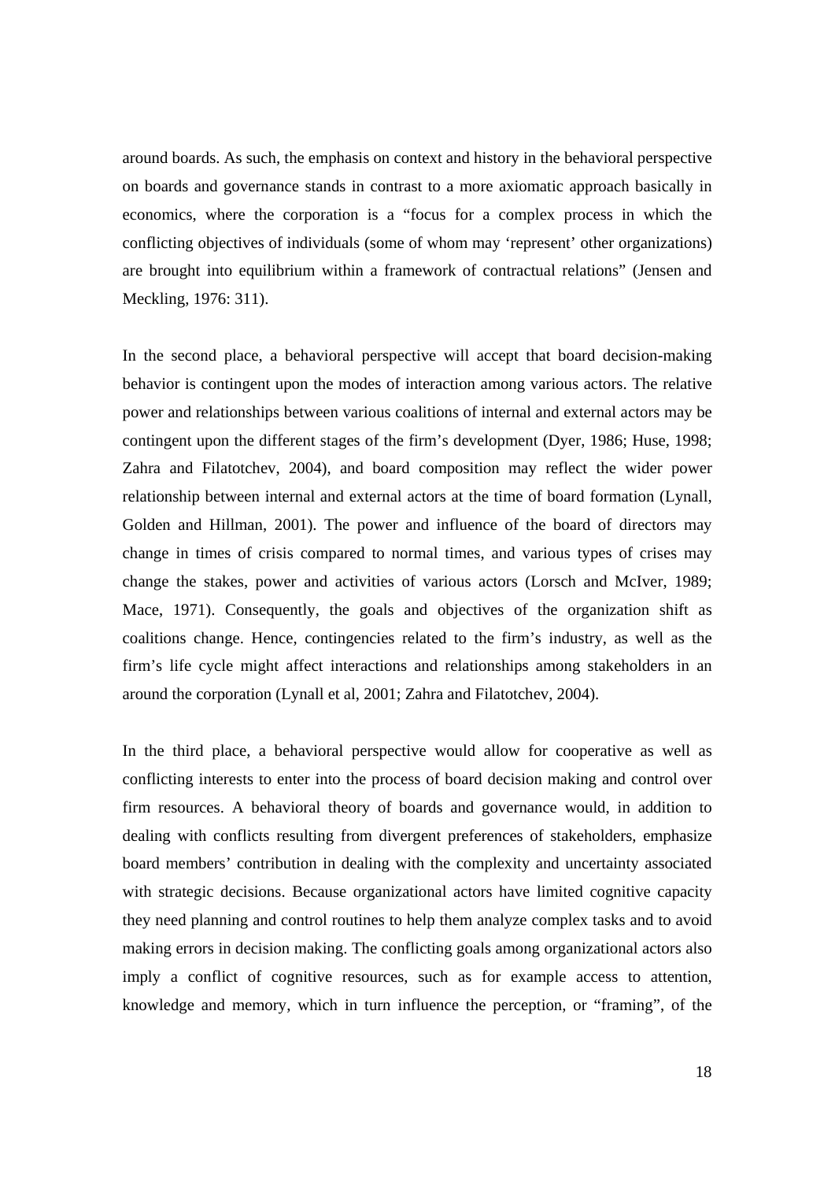around boards. As such, the emphasis on context and history in the behavioral perspective on boards and governance stands in contrast to a more axiomatic approach basically in economics, where the corporation is a "focus for a complex process in which the conflicting objectives of individuals (some of whom may 'represent' other organizations) are brought into equilibrium within a framework of contractual relations" (Jensen and Meckling, 1976: 311).

In the second place, a behavioral perspective will accept that board decision-making behavior is contingent upon the modes of interaction among various actors. The relative power and relationships between various coalitions of internal and external actors may be contingent upon the different stages of the firm's development (Dyer, 1986; Huse, 1998; Zahra and Filatotchev, 2004), and board composition may reflect the wider power relationship between internal and external actors at the time of board formation (Lynall, Golden and Hillman, 2001). The power and influence of the board of directors may change in times of crisis compared to normal times, and various types of crises may change the stakes, power and activities of various actors (Lorsch and McIver, 1989; Mace, 1971). Consequently, the goals and objectives of the organization shift as coalitions change. Hence, contingencies related to the firm's industry, as well as the firm's life cycle might affect interactions and relationships among stakeholders in an around the corporation (Lynall et al, 2001; Zahra and Filatotchev, 2004).

In the third place, a behavioral perspective would allow for cooperative as well as conflicting interests to enter into the process of board decision making and control over firm resources. A behavioral theory of boards and governance would, in addition to dealing with conflicts resulting from divergent preferences of stakeholders, emphasize board members' contribution in dealing with the complexity and uncertainty associated with strategic decisions. Because organizational actors have limited cognitive capacity they need planning and control routines to help them analyze complex tasks and to avoid making errors in decision making. The conflicting goals among organizational actors also imply a conflict of cognitive resources, such as for example access to attention, knowledge and memory, which in turn influence the perception, or "framing", of the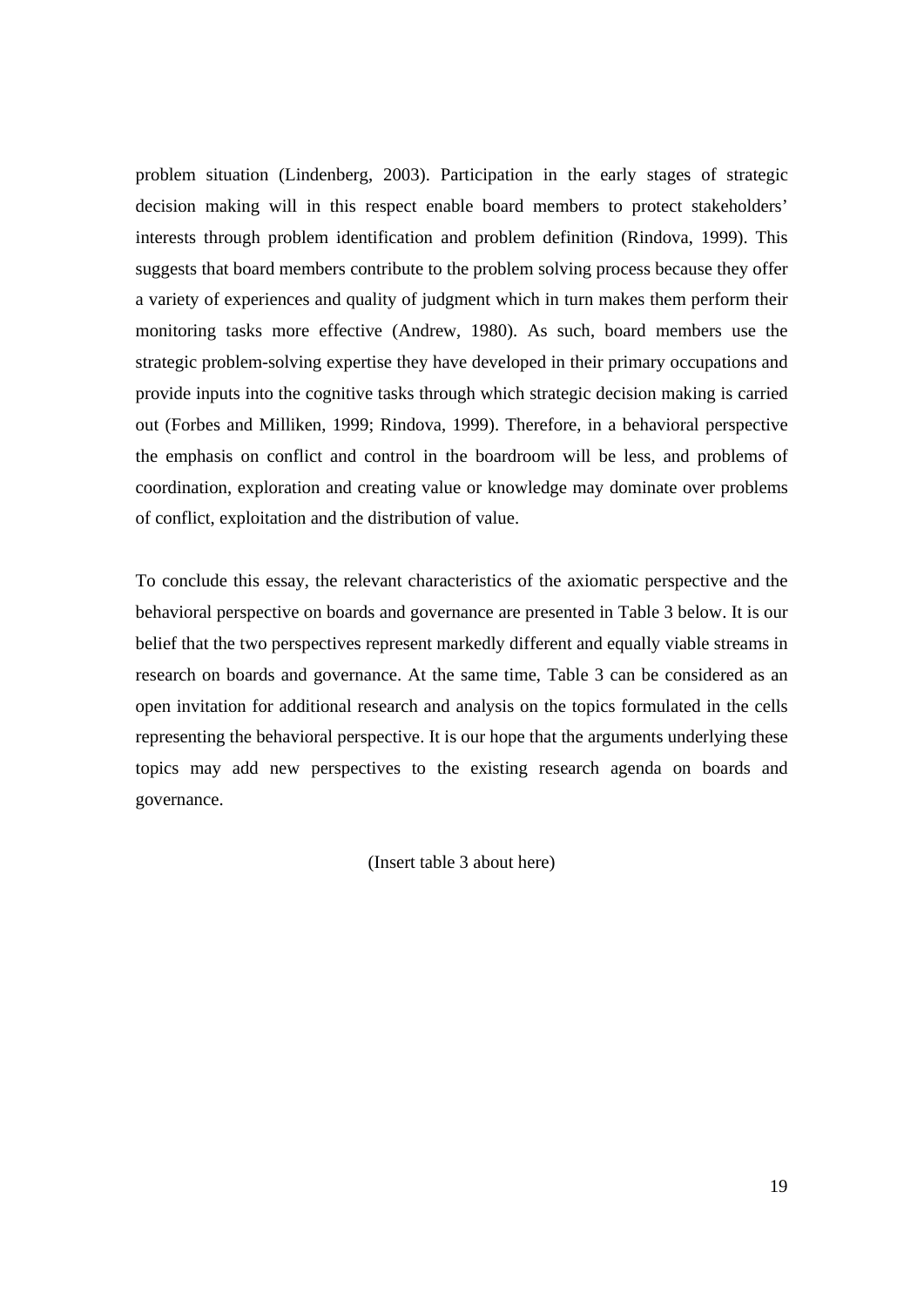problem situation (Lindenberg, 2003). Participation in the early stages of strategic decision making will in this respect enable board members to protect stakeholders' interests through problem identification and problem definition (Rindova, 1999). This suggests that board members contribute to the problem solving process because they offer a variety of experiences and quality of judgment which in turn makes them perform their monitoring tasks more effective (Andrew, 1980). As such, board members use the strategic problem-solving expertise they have developed in their primary occupations and provide inputs into the cognitive tasks through which strategic decision making is carried out (Forbes and Milliken, 1999; Rindova, 1999). Therefore, in a behavioral perspective the emphasis on conflict and control in the boardroom will be less, and problems of coordination, exploration and creating value or knowledge may dominate over problems of conflict, exploitation and the distribution of value.

To conclude this essay, the relevant characteristics of the axiomatic perspective and the behavioral perspective on boards and governance are presented in Table 3 below. It is our belief that the two perspectives represent markedly different and equally viable streams in research on boards and governance. At the same time, Table 3 can be considered as an open invitation for additional research and analysis on the topics formulated in the cells representing the behavioral perspective. It is our hope that the arguments underlying these topics may add new perspectives to the existing research agenda on boards and governance.

(Insert table 3 about here)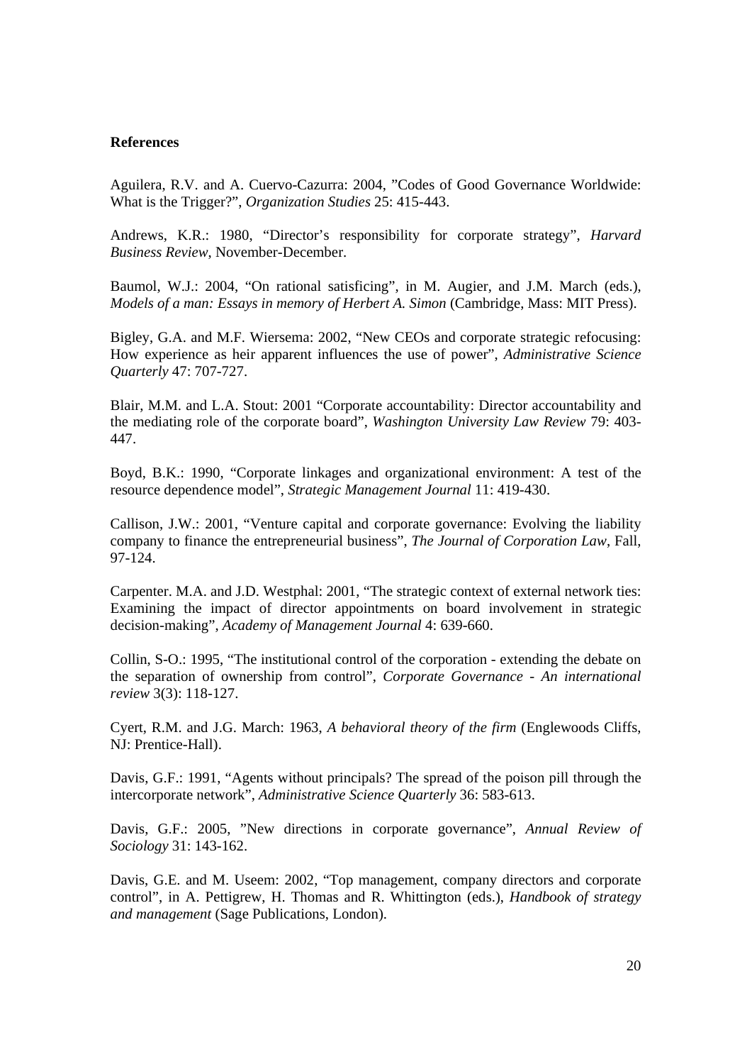**References**

Aguilera, R.V. and A. Cuervo-Cazurra: 2004, ”Codes of Good Governance Worldwide: What is the Trigger?”, *Organization Studies* 25: 415-443.

Andrews, K.R.: 1980, “Director’s responsibility for corporate strategy”, *Harvard Business Review*, November-December.

Baumol, W.J.: 2004, “On rational satisficing”, in M. Augier, and J.M. March (eds.), *Models of a man: Essays in memory of Herbert A. Simon* (Cambridge, Mass: MIT Press).

Bigley, G.A. and M.F. Wiersema: 2002, “New CEOs and corporate strategic refocusing: How experience as heir apparent influences the use of power”, *Administrative Science Quarterly* 47: 707-727.

Blair, M.M. and L.A. Stout: 2001 “Corporate accountability: Director accountability and the mediating role of the corporate board”, *Washington University Law Review* 79: 403-447.

Boyd, B.K.: 1990, “Corporate linkages and organizational environment: A test of the resource dependence model”, *Strategic Management Journal* 11: 419-430.

Callison, J.W.: 2001, “Venture capital and corporate governance: Evolving the liability company to finance the entrepreneurial business”, *The Journal of Corporation Law*, Fall, 97-124.

Carpenter. M.A. and J.D. Westphal: 2001, “The strategic context of external network ties: Examining the impact of director appointments on board involvement in strategic decision-making”, *Academy of Management Journal* 4: 639-660.

Collin, S-O.: 1995, “The institutional control of the corporation - extending the debate on the separation of ownership from control”, *Corporate Governance - An international review* 3(3): 118-127.

Cyert, R.M. and J.G. March: 1963, *A behavioral theory of the firm* (Englewoods Cliffs, NJ: Prentice-Hall).

Davis, G.F.: 1991, “Agents without principals? The spread of the poison pill through the intercorporate network”, *Administrative Science Quarterly* 36: 583-613.

Davis, G.F.: 2005, ”New directions in corporate governance”, *Annual Review of Sociology* 31: 143-162.

Davis, G.E. and M. Useem: 2002, “Top management, company directors and corporate control”, in A. Pettigrew, H. Thomas and R. Whittington (eds.), *Handbook of strategy and management* (Sage Publications, London).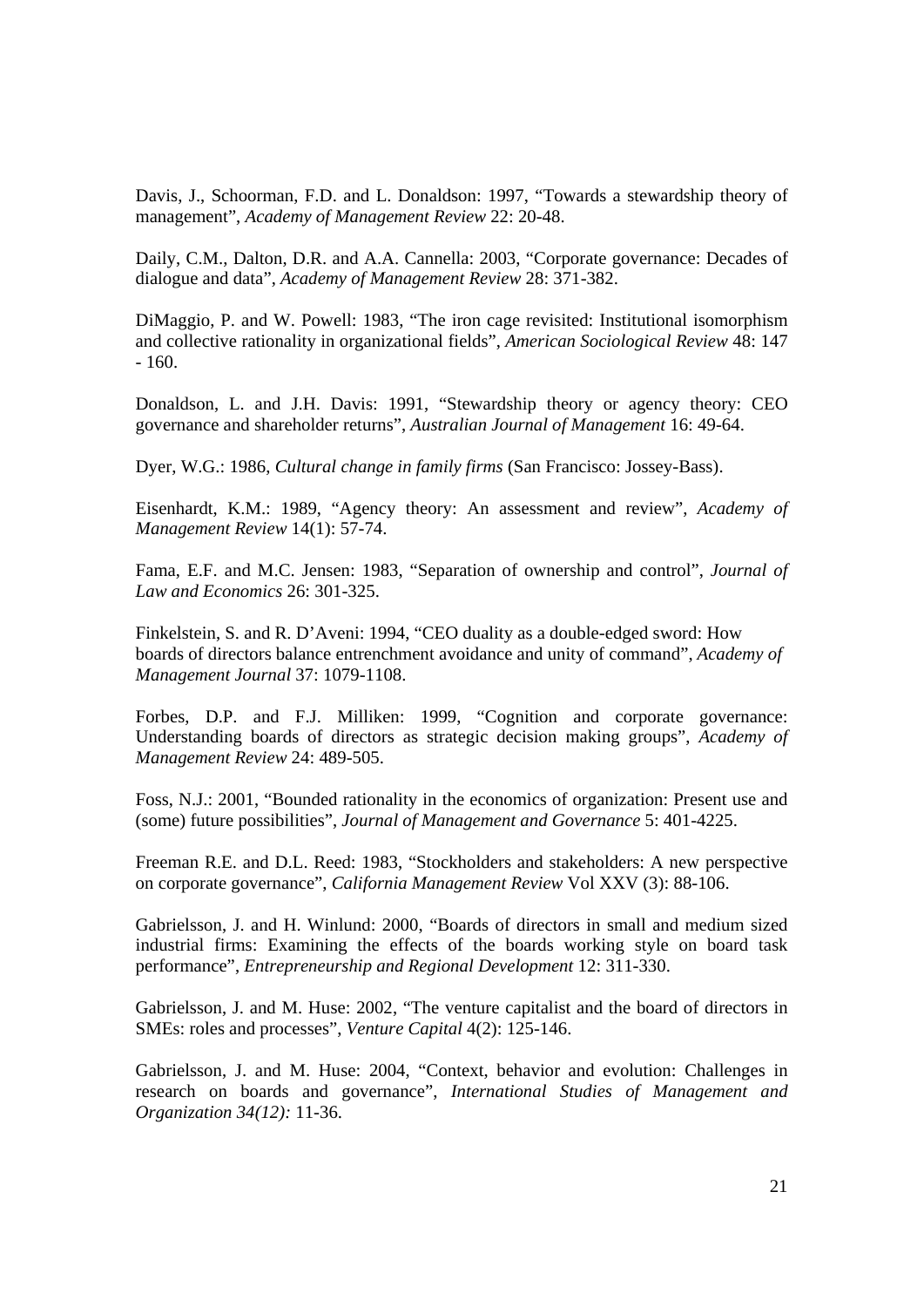Davis, J., Schoorman, F.D. and L. Donaldson: 1997, "Towards a stewardship theory of management", *Academy of Management Review* 22: 20-48.

Daily, C.M., Dalton, D.R. and A.A. Cannella: 2003, "Corporate governance: Decades of dialogue and data", *Academy of Management Review* 28: 371-382.

DiMaggio, P. and W. Powell: 1983, "The iron cage revisited: Institutional isomorphism and collective rationality in organizational fields", *American Sociological Review* 48: 147 - 160.

Donaldson, L. and J.H. Davis: 1991, "Stewardship theory or agency theory: CEO governance and shareholder returns", *Australian Journal of Management* 16: 49-64.

Dyer, W.G.: 1986, *Cultural change in family firms* (San Francisco: Jossey-Bass).

Eisenhardt, K.M.: 1989, "Agency theory: An assessment and review", *Academy of Management Review* 14(1): 57-74.

Fama, E.F. and M.C. Jensen: 1983, "Separation of ownership and control", *Journal of Law and Economics* 26: 301-325.

Finkelstein, S. and R. D'Aveni: 1994, "CEO duality as a double-edged sword: How boards of directors balance entrenchment avoidance and unity of command", *Academy of Management Journal* 37: 1079-1108.

Forbes, D.P. and F.J. Milliken: 1999, "Cognition and corporate governance: Understanding boards of directors as strategic decision making groups", *Academy of Management Review* 24: 489-505.

Foss, N.J.: 2001, "Bounded rationality in the economics of organization: Present use and (some) future possibilities", *Journal of Management and Governance* 5: 401-4225.

Freeman R.E. and D.L. Reed: 1983, "Stockholders and stakeholders: A new perspective on corporate governance", *California Management Review* Vol XXV (3): 88-106.

Gabrielsson, J. and H. Winlund: 2000, "Boards of directors in small and medium sized industrial firms: Examining the effects of the boards working style on board task performance", *Entrepreneurship and Regional Development* 12: 311-330.

Gabrielsson, J. and M. Huse: 2002, "The venture capitalist and the board of directors in SMEs: roles and processes", *Venture Capital* 4(2): 125-146.

Gabrielsson, J. and M. Huse: 2004, "Context, behavior and evolution: Challenges in research on boards and governance", *International Studies of Management and Organization 34(12):* 11-36.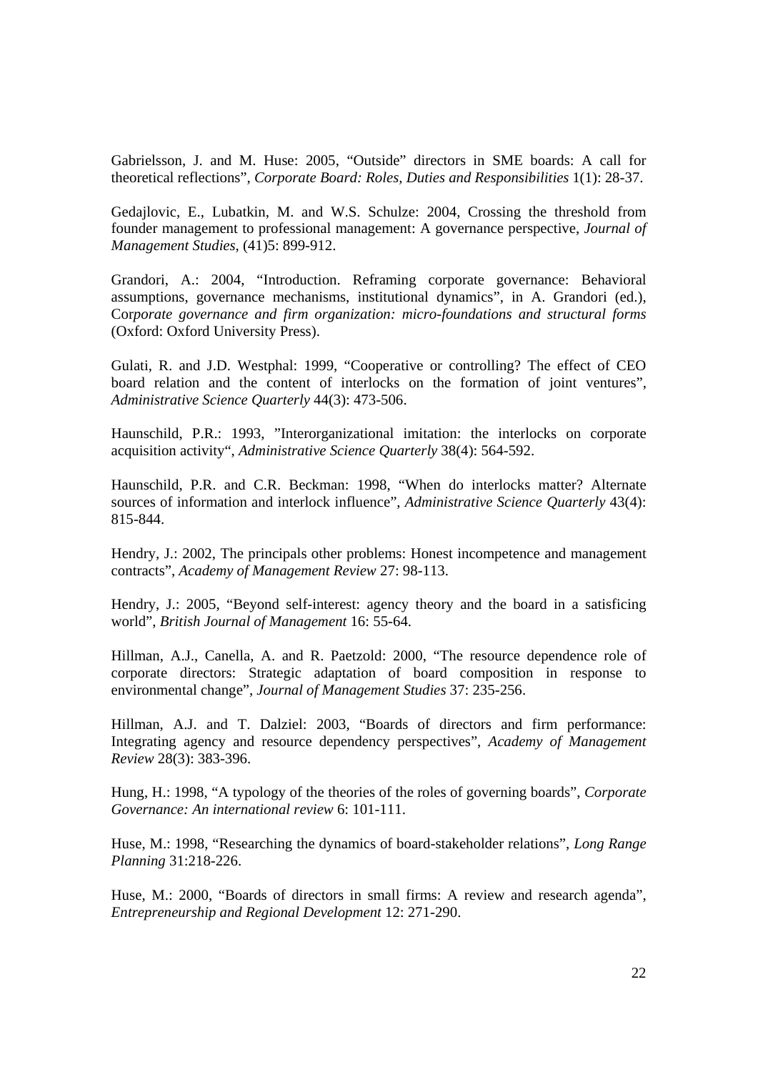Gabrielsson, J. and M. Huse: 2005, "Outside" directors in SME boards: A call for theoretical reflections", *Corporate Board: Roles, Duties and Responsibilities* 1(1): 28-37.

Gedajlovic, E., Lubatkin, M. and W.S. Schulze: 2004, Crossing the threshold from founder management to professional management: A governance perspective, *Journal of Management Studies,* (41)5: 899-912.

Grandori, A.: 2004, "Introduction. Reframing corporate governance: Behavioral assumptions, governance mechanisms, institutional dynamics", in A. Grandori (ed.), Co*rporate governance and firm organization: micro-foundations and structural forms* (Oxford: Oxford University Press).

Gulati, R. and J.D. Westphal: 1999, "Cooperative or controlling? The effect of CEO board relation and the content of interlocks on the formation of joint ventures", *Administrative Science Quarterly* 44(3): 473-506.

Haunschild, P.R.: 1993, "Interorganizational imitation: the interlocks on corporate acquisition activity", *Administrative Science Quarterly* 38(4): 564-592.

Haunschild, P.R. and C.R. Beckman: 1998, "When do interlocks matter? Alternate sources of information and interlock influence", *Administrative Science Quarterly* 43(4): 815-844.

Hendry, J.: 2002, The principals other problems: Honest incompetence and management contracts", *Academy of Management Review* 27: 98-113.

Hendry, J.: 2005, "Beyond self-interest: agency theory and the board in a satisficing world", *British Journal of Management* 16: 55-64.

Hillman, A.J., Canella, A. and R. Paetzold: 2000, "The resource dependence role of corporate directors: Strategic adaptation of board composition in response to environmental change", *Journal of Management Studies* 37: 235-256.

Hillman, A.J. and T. Dalziel: 2003, "Boards of directors and firm performance: Integrating agency and resource dependency perspectives", *Academy of Management Review* 28(3): 383-396.

Hung, H.: 1998, "A typology of the theories of the roles of governing boards", *Corporate Governance: An international review* 6: 101-111.

Huse, M.: 1998, "Researching the dynamics of board-stakeholder relations", *Long Range Planning* 31:218-226.

Huse, M.: 2000, "Boards of directors in small firms: A review and research agenda", *Entrepreneurship and Regional Development* 12: 271-290.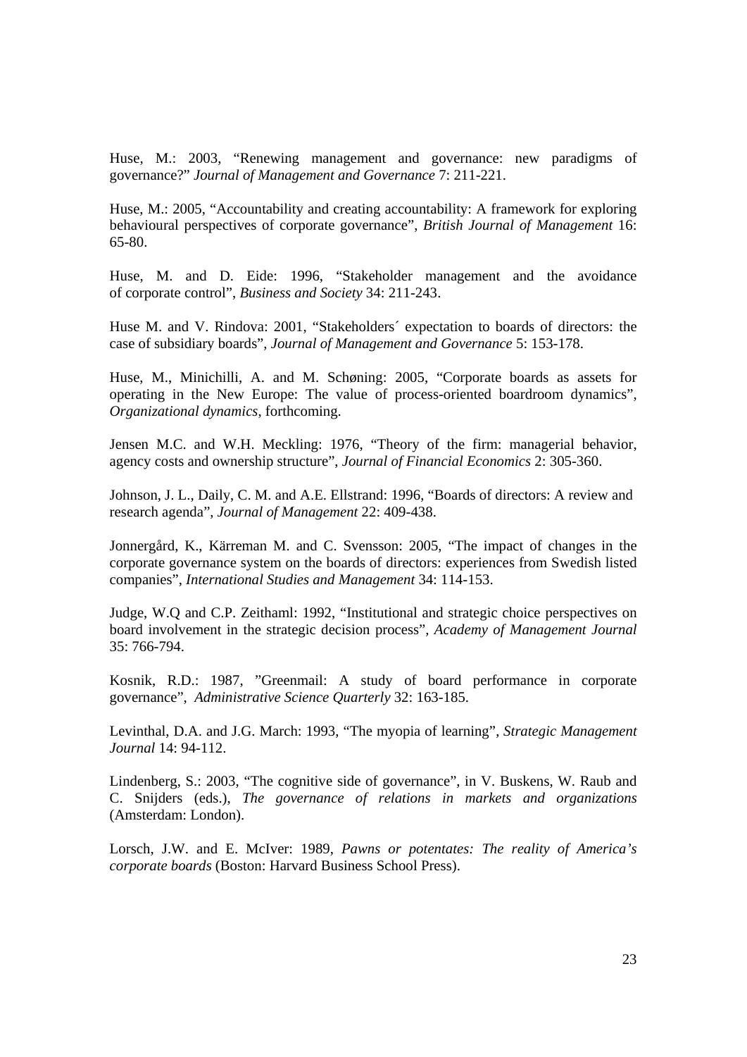Huse, M.: 2003, "Renewing management and governance: new paradigms of governance?" *Journal of Management and Governance* 7: 211-221.

Huse, M.: 2005, "Accountability and creating accountability: A framework for exploring behavioural perspectives of corporate governance", *British Journal of Management* 16: 65-80.

Huse, M. and D. Eide: 1996, "Stakeholder management and the avoidance of corporate control", *Business and Society* 34: 211-243.

Huse M. and V. Rindova: 2001, "Stakeholders´ expectation to boards of directors: the case of subsidiary boards", *Journal of Management and Governance* 5: 153-178.

Huse, M., Minichilli, A. and M. Schøning: 2005, "Corporate boards as assets for operating in the New Europe: The value of process-oriented boardroom dynamics", *Organizational dynamics*, forthcoming.

Jensen M.C. and W.H. Meckling: 1976, "Theory of the firm: managerial behavior, agency costs and ownership structure", *Journal of Financial Economics* 2: 305-360.

Johnson, J. L., Daily, C. M. and A.E. Ellstrand: 1996, "Boards of directors: A review and research agenda", *Journal of Management* 22: 409-438.

Jonnergård, K., Kärreman M. and C. Svensson: 2005, "The impact of changes in the corporate governance system on the boards of directors: experiences from Swedish listed companies", *International Studies and Management* 34: 114-153.

Judge, W.Q and C.P. Zeithaml: 1992, "Institutional and strategic choice perspectives on board involvement in the strategic decision process", *Academy of Management Journal* 35: 766-794.

Kosnik, R.D.: 1987, "Greenmail: A study of board performance in corporate governance", *Administrative Science Quarterly* 32: 163-185.

Levinthal, D.A. and J.G. March: 1993, "The myopia of learning", *Strategic Management Journal* 14: 94-112.

Lindenberg, S.: 2003, "The cognitive side of governance", in V. Buskens, W. Raub and C. Snijders (eds.), *The governance of relations in markets and organizations* (Amsterdam: London).

Lorsch, J.W. and E. McIver: 1989, *Pawns or potentates: The reality of America's corporate boards* (Boston: Harvard Business School Press).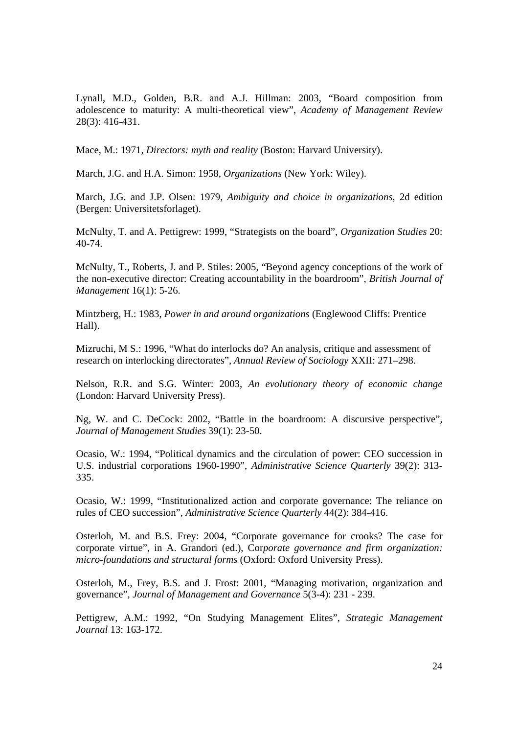Lynall, M.D., Golden, B.R. and A.J. Hillman: 2003, "Board composition from adolescence to maturity: A multi-theoretical view", *Academy of Management Review* 28(3): 416-431.

Mace, M.: 1971, *Directors: myth and reality* (Boston: Harvard University).

March, J.G. and H.A. Simon: 1958, *Organizations* (New York: Wiley).

March, J.G. and J.P. Olsen: 1979, *Ambiguity and choice in organizations*, 2d edition (Bergen: Universitetsforlaget).

McNulty, T. and A. Pettigrew: 1999, "Strategists on the board", *Organization Studies* 20: 40-74.

McNulty, T., Roberts, J. and P. Stiles: 2005, "Beyond agency conceptions of the work of the non-executive director: Creating accountability in the boardroom", *British Journal of Management* 16(1): 5-26.

Mintzberg, H.: 1983, *Power in and around organizations* (Englewood Cliffs: Prentice Hall).

Mizruchi, M S.: 1996, "What do interlocks do? An analysis, critique and assessment of research on interlocking directorates", *Annual Review of Sociology* XXII: 271–298.

Nelson, R.R. and S.G. Winter: 2003, *An evolutionary theory of economic change* (London: Harvard University Press).

Ng, W. and C. DeCock: 2002, "Battle in the boardroom: A discursive perspective", *Journal of Management Studies* 39(1): 23-50.

Ocasio, W.: 1994, "Political dynamics and the circulation of power: CEO succession in U.S. industrial corporations 1960-1990", *Administrative Science Quarterly* 39(2): 313-335.

Ocasio, W.: 1999, "Institutionalized action and corporate governance: The reliance on rules of CEO succession", *Administrative Science Quarterly* 44(2): 384-416.

Osterloh, M. and B.S. Frey: 2004, "Corporate governance for crooks? The case for corporate virtue", in A. Grandori (ed.), Cor*porate governance and firm organization: micro-foundations and structural forms* (Oxford: Oxford University Press).

Osterloh, M., Frey, B.S. and J. Frost: 2001, "Managing motivation, organization and governance", *Journal of Management and Governance* 5(3-4): 231 - 239.

Pettigrew, A.M.: 1992, "On Studying Management Elites", *Strategic Management Journal* 13: 163-172.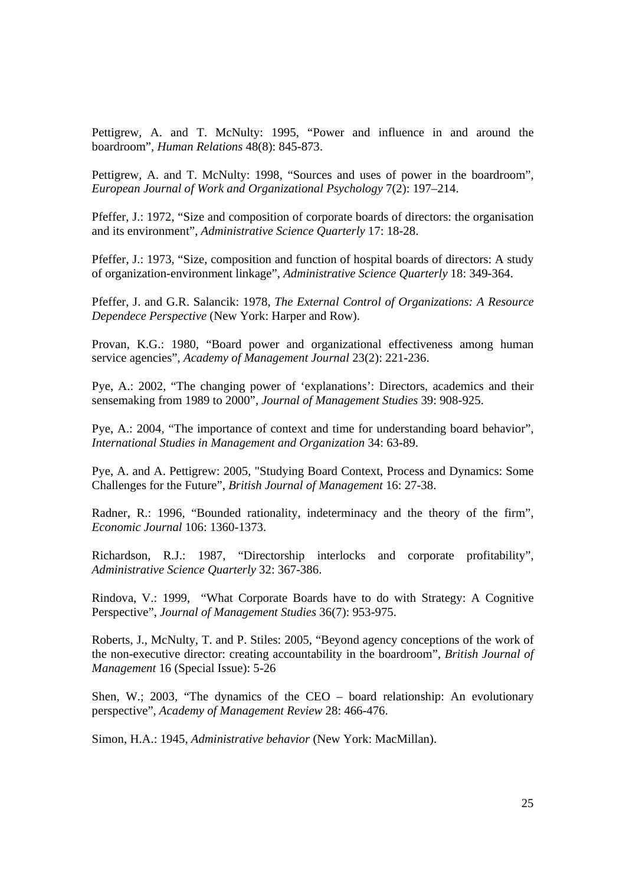Pettigrew, A. and T. McNulty: 1995, “Power and influence in and around the boardroom”, *Human Relations* 48(8): 845-873.

Pettigrew, A. and T. McNulty: 1998, “Sources and uses of power in the boardroom”, *European Journal of Work and Organizational Psychology* 7(2): 197–214.

Pfeffer, J.: 1972, “Size and composition of corporate boards of directors: the organisation and its environment”, *Administrative Science Quarterly* 17: 18-28.

Pfeffer, J.: 1973, “Size, composition and function of hospital boards of directors: A study of organization-environment linkage”, *Administrative Science Quarterly* 18: 349-364.

Pfeffer, J. and G.R. Salancik: 1978, *The External Control of Organizations: A Resource Dependece Perspective* (New York: Harper and Row).

Provan, K.G.: 1980, “Board power and organizational effectiveness among human service agencies”, *Academy of Management Journal* 23(2): 221-236.

Pye, A.: 2002, “The changing power of ‘explanations’: Directors, academics and their sensemaking from 1989 to 2000”, *Journal of Management Studies* 39: 908-925.

Pye, A.: 2004, “The importance of context and time for understanding board behavior”, *International Studies in Management and Organization* 34: 63-89.

Pye, A. and A. Pettigrew: 2005, "Studying Board Context, Process and Dynamics: Some Challenges for the Future”, *British Journal of Management* 16: 27-38.

Radner, R.: 1996, “Bounded rationality, indeterminacy and the theory of the firm”, *Economic Journal* 106: 1360-1373.

Richardson, R.J.: 1987, “Directorship interlocks and corporate profitability”, *Administrative Science Quarterly* 32: 367-386.

Rindova, V.: 1999, “What Corporate Boards have to do with Strategy: A Cognitive Perspective”, *Journal of Management Studies* 36(7): 953-975.

Roberts, J., McNulty, T. and P. Stiles: 2005, “Beyond agency conceptions of the work of the non-executive director: creating accountability in the boardroom”, *British Journal of Management* 16 (Special Issue): 5-26

Shen, W.; 2003, “The dynamics of the CEO – board relationship: An evolutionary perspective”, *Academy of Management Review* 28: 466-476.

Simon, H.A.: 1945, *Administrative behavior* (New York: MacMillan).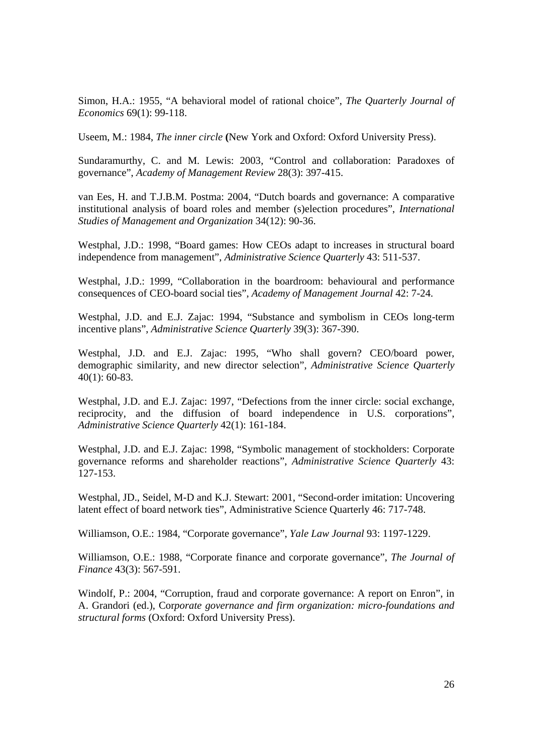Simon, H.A.: 1955, "A behavioral model of rational choice", *The Quarterly Journal of Economics* 69(1): 99-118.

Useem, M.: 1984, *The inner circle* **(**New York and Oxford: Oxford University Press).

Sundaramurthy, C. and M. Lewis: 2003, "Control and collaboration: Paradoxes of governance", *Academy of Management Review* 28(3): 397-415.

van Ees, H. and T.J.B.M. Postma: 2004, "Dutch boards and governance: A comparative institutional analysis of board roles and member (s)election procedures", *International Studies of Management and Organization* 34(12): 90-36.

Westphal, J.D.: 1998, "Board games: How CEOs adapt to increases in structural board independence from management", *Administrative Science Quarterly* 43: 511-537.

Westphal, J.D.: 1999, "Collaboration in the boardroom: behavioural and performance consequences of CEO-board social ties", *Academy of Management Journal* 42: 7-24.

Westphal, J.D. and E.J. Zajac: 1994, "Substance and symbolism in CEOs long-term incentive plans", *Administrative Science Quarterly* 39(3): 367-390.

Westphal, J.D. and E.J. Zajac: 1995, "Who shall govern? CEO/board power, demographic similarity, and new director selection", *Administrative Science Quarterly* 40(1): 60-83.

Westphal, J.D. and E.J. Zajac: 1997, "Defections from the inner circle: social exchange, reciprocity, and the diffusion of board independence in U.S. corporations", *Administrative Science Quarterly* 42(1): 161-184.

Westphal, J.D. and E.J. Zajac: 1998, "Symbolic management of stockholders: Corporate governance reforms and shareholder reactions", *Administrative Science Quarterly* 43: 127-153.

Westphal, JD., Seidel, M-D and K.J. Stewart: 2001, "Second-order imitation: Uncovering latent effect of board network ties", Administrative Science Quarterly 46: 717-748.

Williamson, O.E.: 1984, "Corporate governance", *Yale Law Journal* 93: 1197-1229.

Williamson, O.E.: 1988, "Corporate finance and corporate governance", *The Journal of Finance* 43(3): 567-591.

Windolf, P.: 2004, "Corruption, fraud and corporate governance: A report on Enron", in A. Grandori (ed.), Cor*porate governance and firm organization: micro-foundations and structural forms* (Oxford: Oxford University Press).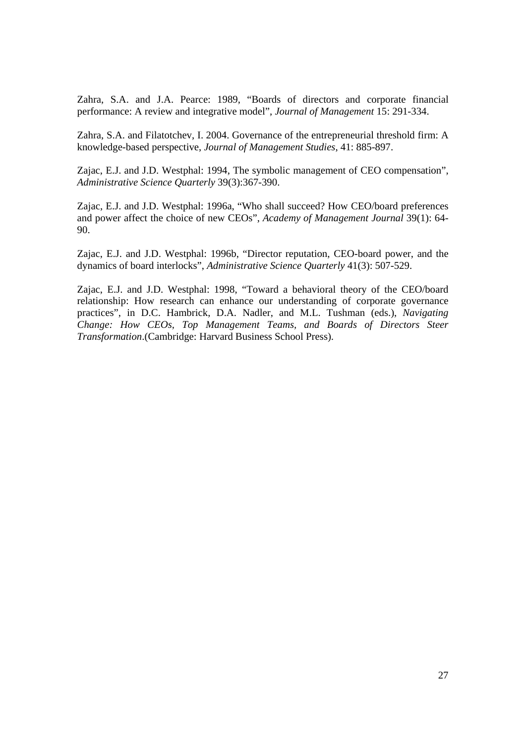Zahra, S.A. and J.A. Pearce: 1989, “Boards of directors and corporate financial performance: A review and integrative model”, *Journal of Management* 15: 291-334.

Zahra, S.A. and Filatotchev, I. 2004. Governance of the entrepreneurial threshold firm: A knowledge-based perspective, *Journal of Management Studies*, 41: 885-897.

Zajac, E.J. and J.D. Westphal: 1994, The symbolic management of CEO compensation”, *Administrative Science Quarterly* 39(3):367-390.

Zajac, E.J. and J.D. Westphal: 1996a, “Who shall succeed? How CEO/board preferences and power affect the choice of new CEOs”, *Academy of Management Journal* 39(1): 64-90.

Zajac, E.J. and J.D. Westphal: 1996b, “Director reputation, CEO-board power, and the dynamics of board interlocks”, *Administrative Science Quarterly* 41(3): 507-529.

Zajac, E.J. and J.D. Westphal: 1998, “Toward a behavioral theory of the CEO/board relationship: How research can enhance our understanding of corporate governance practices”, in D.C. Hambrick, D.A. Nadler, and M.L. Tushman (eds.), *Navigating Change: How CEOs, Top Management Teams, and Boards of Directors Steer Transformation*.(Cambridge: Harvard Business School Press).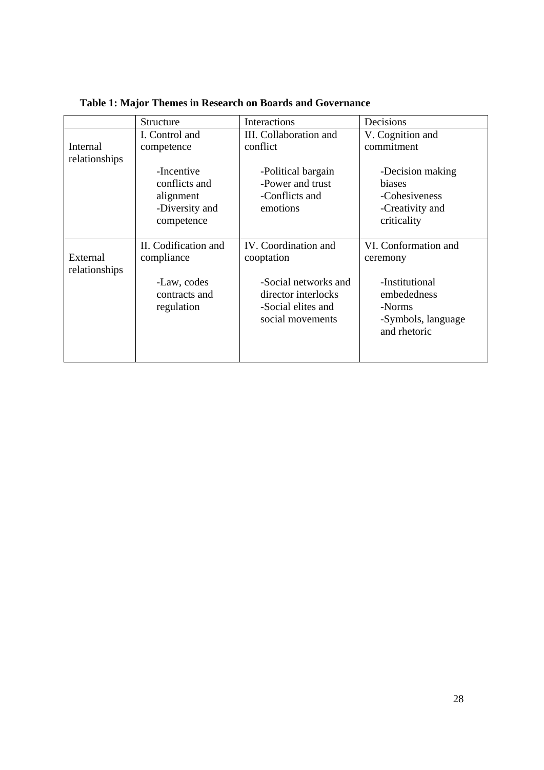**Table 1: Major Themes in Research on Boards and Governance**

| | Structure | Interactions | Decisions |
|---|---|---|---|
| Internal relationships | I. Control and competence<br><br>-Incentive conflicts and alignment<br>-Diversity and competence | III. Collaboration and conflict<br><br>-Political bargain<br>-Power and trust<br>-Conflicts and emotions | V. Cognition and commitment<br><br>-Decision making biases<br>-Cohesiveness<br>-Creativity and criticality |
| External relationships | II. Codification and compliance<br><br>-Law, codes contracts and regulation | IV. Coordination and cooptation<br><br>-Social networks and director interlocks<br>-Social elites and social movements | VI. Conformation and ceremony<br><br>-Institutional embededness<br>-Norms<br>-Symbols, language and rhetoric |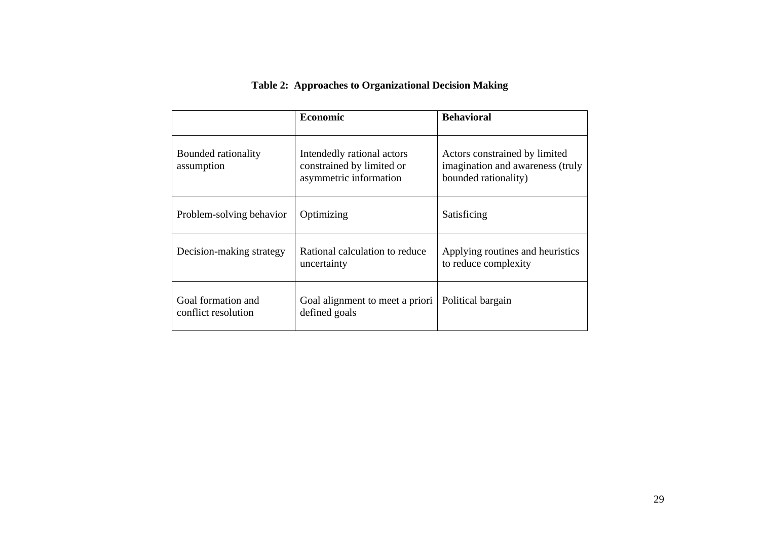**Table 2: Approaches to Organizational Decision Making**

| | **Economic** | **Behavioral** |
|---|---|---|
| Bounded rationality assumption | Intendedly rational actors constrained by limited or asymmetric information | Actors constrained by limited imagination and awareness (truly bounded rationality) |
| Problem-solving behavior | Optimizing | Satisficing |
| Decision-making strategy | Rational calculation to reduce uncertainty | Applying routines and heuristics to reduce complexity |
| Goal formation and conflict resolution | Goal alignment to meet a priori defined goals | Political bargain |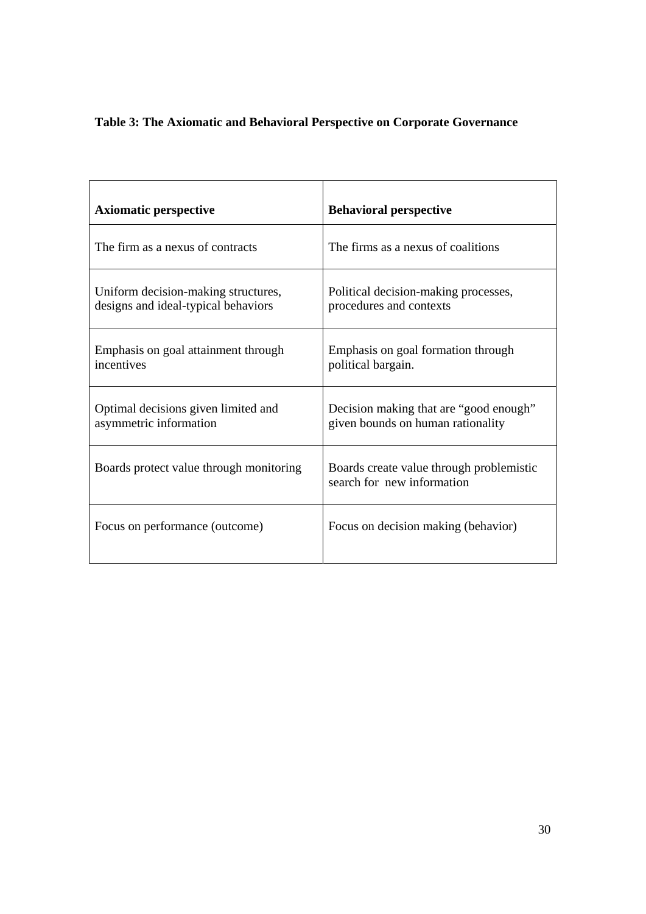**Table 3: The Axiomatic and Behavioral Perspective on Corporate Governance**

| Axiomatic perspective | Behavioral perspective |
|---|---|
| The firm as a nexus of contracts | The firms as a nexus of coalitions |
| Uniform decision-making structures, designs and ideal-typical behaviors | Political decision-making processes, procedures and contexts |
| Emphasis on goal attainment through incentives | Emphasis on goal formation through political bargain. |
| Optimal decisions given limited and asymmetric information | Decision making that are “good enough” given bounds on human rationality |
| Boards protect value through monitoring | Boards create value through problemistic search for new information |
| Focus on performance (outcome) | Focus on decision making (behavior) |